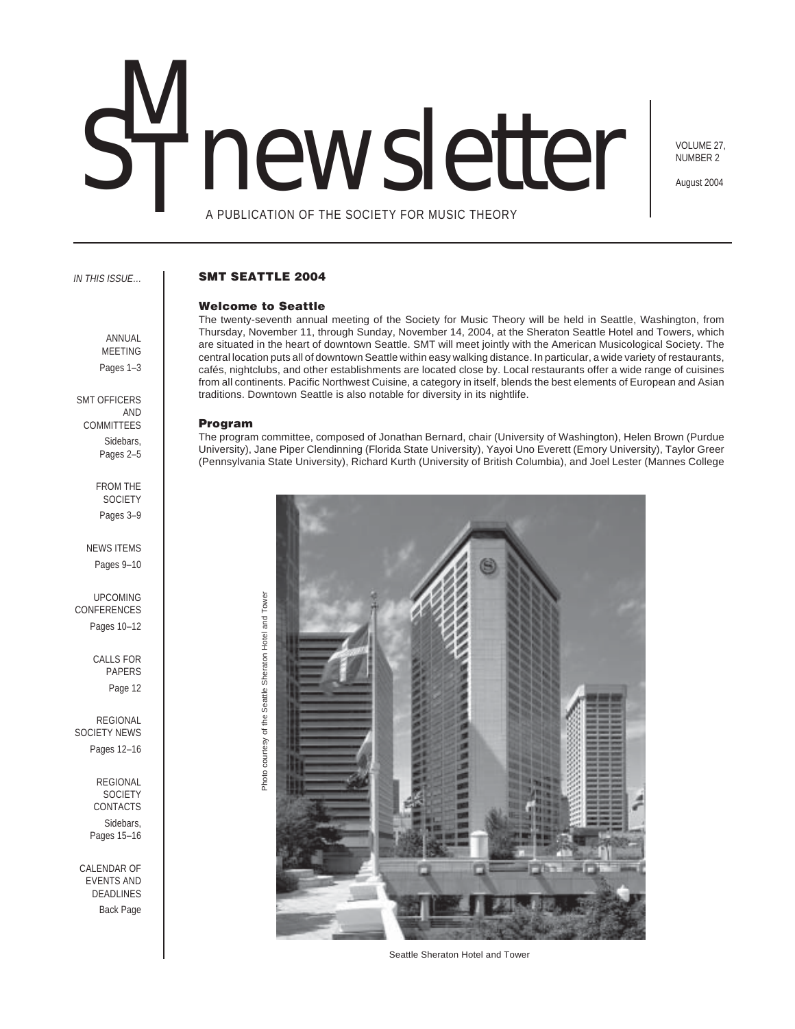# SMT newsletter

A PUBLICATION OF THE SOCIETY FOR MUSIC THEORY

VOLUME 27, NUMBER 2

August 2004

*IN THIS ISSUE…*

ANNUAL MEETING — Pages 1–3

SMT OFFICERS AND COMMITTEES — Sidebars, Pages 2–5

FROM THE SOCIETY — Pages 3–9

NEWS ITEMS — Pages 9–10

UPCOMING CONFERENCES — Pages 10–12

CALLS FOR PAPERS — Page 12

REGIONAL SOCIETY NEWS — Pages 12–16

REGIONAL SOCIETY CONTACTS — Sidebars, Pages 15–16

CALENDAR OF EVENTS AND DEADLINES — Back Page

## SMT SEATTLE 2004

### Welcome to Seattle

The twenty-seventh annual meeting of the Society for Music Theory will be held in Seattle, Washington, from Thursday, November 11, through Sunday, November 14, 2004, at the Sheraton Seattle Hotel and Towers, which are situated in the heart of downtown Seattle. SMT will meet jointly with the American Musicological Society. The central location puts all of downtown Seattle within easy walking distance. In particular, a wide variety of restaurants, cafés, nightclubs, and other establishments are located close by. Local restaurants offer a wide range of cuisines from all continents. Pacific Northwest Cuisine, a category in itself, blends the best elements of European and Asian traditions. Downtown Seattle is also notable for diversity in its nightlife.

### Program

The program committee, composed of Jonathan Bernard, chair (University of Washington), Helen Brown (Purdue University), Jane Piper Clendinning (Florida State University), Yayoi Uno Everett (Emory University), Taylor Greer (Pennsylvania State University), Richard Kurth (University of British Columbia), and Joel Lester (Mannes College

Photo courtesy of the Seattle Sheraton Hotel and Tower

Seattle Sheraton Hotel and Tower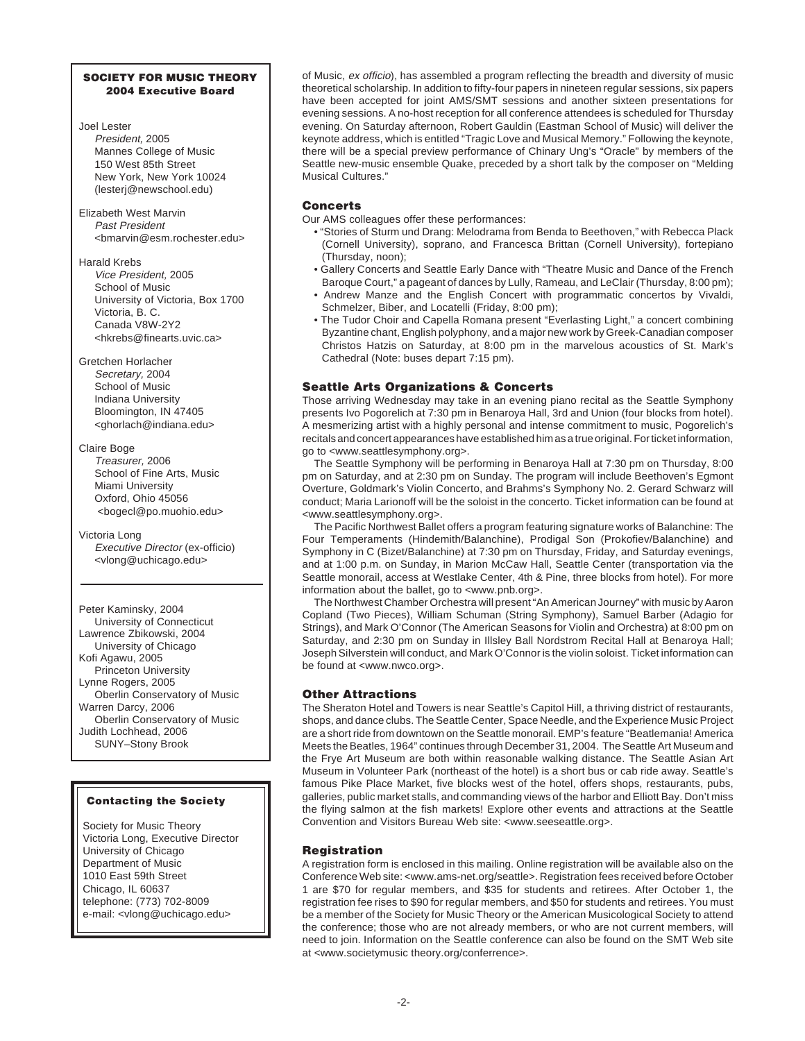**SOCIETY FOR MUSIC THEORY**
**2004 Executive Board**

Joel Lester
*President,* 2005
Mannes College of Music
150 West 85th Street
New York, New York 10024
(lesterj@newschool.edu)

Elizabeth West Marvin
*Past President*
<bmarvin@esm.rochester.edu>

Harald Krebs
*Vice President,* 2005
School of Music
University of Victoria, Box 1700
Victoria, B. C.
Canada V8W-2Y2
<hkrebs@finearts.uvic.ca>

Gretchen Horlacher
*Secretary,* 2004
School of Music
Indiana University
Bloomington, IN 47405
<ghorlach@indiana.edu>

Claire Boge
*Treasurer,* 2006
School of Fine Arts, Music
Miami University
Oxford, Ohio 45056
<bogecl@po.muohio.edu>

Victoria Long
*Executive Director* (ex-officio)
<vlong@uchicago.edu>

---

Peter Kaminsky, 2004
University of Connecticut
Lawrence Zbikowski, 2004
University of Chicago
Kofi Agawu, 2005
Princeton University
Lynne Rogers, 2005
Oberlin Conservatory of Music
Warren Darcy, 2006
Oberlin Conservatory of Music
Judith Lochhead, 2006
SUNY–Stony Brook

**Contacting the Society**

Society for Music Theory
Victoria Long, Executive Director
University of Chicago
Department of Music
1010 East 59th Street
Chicago, IL 60637
telephone: (773) 702-8009
e-mail: <vlong@uchicago.edu>

of Music, *ex officio*), has assembled a program reflecting the breadth and diversity of music theoretical scholarship. In addition to fifty-four papers in nineteen regular sessions, six papers have been accepted for joint AMS/SMT sessions and another sixteen presentations for evening sessions. A no-host reception for all conference attendees is scheduled for Thursday evening. On Saturday afternoon, Robert Gauldin (Eastman School of Music) will deliver the keynote address, which is entitled "Tragic Love and Musical Memory." Following the keynote, there will be a special preview performance of Chinary Ung's "Oracle" by members of the Seattle new-music ensemble Quake, preceded by a short talk by the composer on "Melding Musical Cultures."

### Concerts

Our AMS colleagues offer these performances:

- "Stories of Sturm und Drang: Melodrama from Benda to Beethoven," with Rebecca Plack (Cornell University), soprano, and Francesca Brittan (Cornell University), fortepiano (Thursday, noon);
- Gallery Concerts and Seattle Early Dance with "Theatre Music and Dance of the French Baroque Court," a pageant of dances by Lully, Rameau, and LeClair (Thursday, 8:00 pm);
- Andrew Manze and the English Concert with programmatic concertos by Vivaldi, Schmelzer, Biber, and Locatelli (Friday, 8:00 pm);
- The Tudor Choir and Capella Romana present "Everlasting Light," a concert combining Byzantine chant, English polyphony, and a major new work by Greek-Canadian composer Christos Hatzis on Saturday, at 8:00 pm in the marvelous acoustics of St. Mark's Cathedral (Note: buses depart 7:15 pm).

### Seattle Arts Organizations & Concerts

Those arriving Wednesday may take in an evening piano recital as the Seattle Symphony presents Ivo Pogorelich at 7:30 pm in Benaroya Hall, 3rd and Union (four blocks from hotel). A mesmerizing artist with a highly personal and intense commitment to music, Pogorelich's recitals and concert appearances have established him as a true original. For ticket information, go to <www.seattlesymphony.org>.

The Seattle Symphony will be performing in Benaroya Hall at 7:30 pm on Thursday, 8:00 pm on Saturday, and at 2:30 pm on Sunday. The program will include Beethoven's Egmont Overture, Goldmark's Violin Concerto, and Brahms's Symphony No. 2. Gerard Schwarz will conduct; Maria Larionoff will be the soloist in the concerto. Ticket information can be found at <www.seattlesymphony.org>.

The Pacific Northwest Ballet offers a program featuring signature works of Balanchine: The Four Temperaments (Hindemith/Balanchine), Prodigal Son (Prokofiev/Balanchine) and Symphony in C (Bizet/Balanchine) at 7:30 pm on Thursday, Friday, and Saturday evenings, and at 1:00 p.m. on Sunday, in Marion McCaw Hall, Seattle Center (transportation via the Seattle monorail, access at Westlake Center, 4th & Pine, three blocks from hotel). For more information about the ballet, go to <www.pnb.org>.

The Northwest Chamber Orchestra will present "An American Journey" with music by Aaron Copland (Two Pieces), William Schuman (String Symphony), Samuel Barber (Adagio for Strings), and Mark O'Connor (The American Seasons for Violin and Orchestra) at 8:00 pm on Saturday, and 2:30 pm on Sunday in Illsley Ball Nordstrom Recital Hall at Benaroya Hall; Joseph Silverstein will conduct, and Mark O'Connor is the violin soloist. Ticket information can be found at <www.nwco.org>.

### Other Attractions

The Sheraton Hotel and Towers is near Seattle's Capitol Hill, a thriving district of restaurants, shops, and dance clubs. The Seattle Center, Space Needle, and the Experience Music Project are a short ride from downtown on the Seattle monorail. EMP's feature "Beatlemania! America Meets the Beatles, 1964" continues through December 31, 2004. The Seattle Art Museum and the Frye Art Museum are both within reasonable walking distance. The Seattle Asian Art Museum in Volunteer Park (northeast of the hotel) is a short bus or cab ride away. Seattle's famous Pike Place Market, five blocks west of the hotel, offers shops, restaurants, pubs, galleries, public market stalls, and commanding views of the harbor and Elliott Bay. Don't miss the flying salmon at the fish markets! Explore other events and attractions at the Seattle Convention and Visitors Bureau Web site: <www.seeseattle.org>.

### Registration

A registration form is enclosed in this mailing. Online registration will be available also on the Conference Web site: <www.ams-net.org/seattle>. Registration fees received before October 1 are $70 for regular members, and $35 for students and retirees. After October 1, the registration fee rises to $90 for regular members, and $50 for students and retirees. You must be a member of the Society for Music Theory or the American Musicological Society to attend the conference; those who are not already members, or who are not current members, will need to join. Information on the Seattle conference can also be found on the SMT Web site at <www.societymusic theory.org/conferrence>.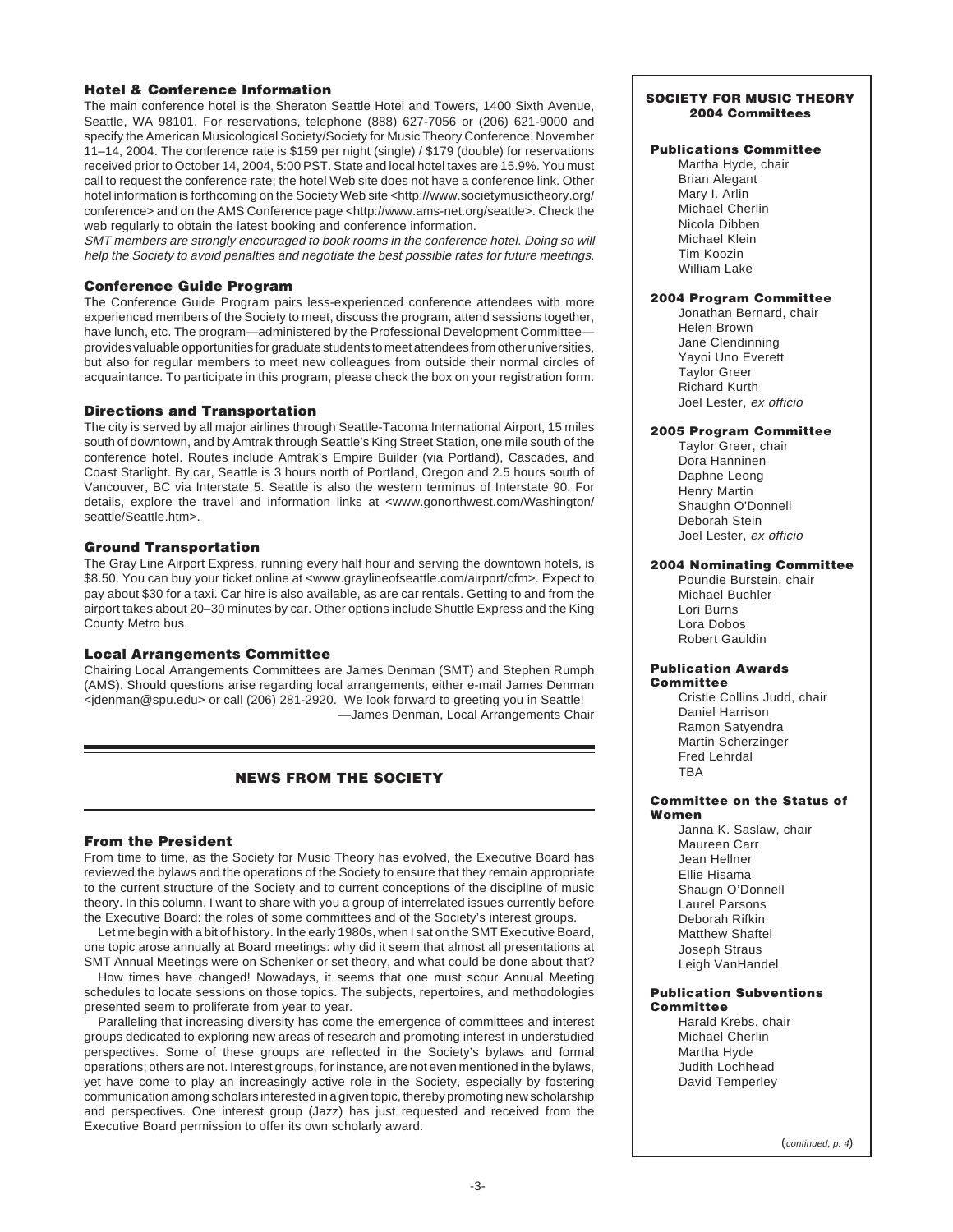### Hotel & Conference Information

The main conference hotel is the Sheraton Seattle Hotel and Towers, 1400 Sixth Avenue, Seattle, WA 98101. For reservations, telephone (888) 627-7056 or (206) 621-9000 and specify the American Musicological Society/Society for Music Theory Conference, November 11–14, 2004. The conference rate is $159 per night (single) / $179 (double) for reservations received prior to October 14, 2004, 5:00 PST. State and local hotel taxes are 15.9%. You must call to request the conference rate; the hotel Web site does not have a conference link. Other hotel information is forthcoming on the Society Web site <http://www.societymusictheory.org/conference> and on the AMS Conference page <http://www.ams-net.org/seattle>. Check the web regularly to obtain the latest booking and conference information.

*SMT members are strongly encouraged to book rooms in the conference hotel. Doing so will help the Society to avoid penalties and negotiate the best possible rates for future meetings.*

### Conference Guide Program

The Conference Guide Program pairs less-experienced conference attendees with more experienced members of the Society to meet, discuss the program, attend sessions together, have lunch, etc. The program—administered by the Professional Development Committee—provides valuable opportunities for graduate students to meet attendees from other universities, but also for regular members to meet new colleagues from outside their normal circles of acquaintance. To participate in this program, please check the box on your registration form.

### Directions and Transportation

The city is served by all major airlines through Seattle-Tacoma International Airport, 15 miles south of downtown, and by Amtrak through Seattle's King Street Station, one mile south of the conference hotel. Routes include Amtrak's Empire Builder (via Portland), Cascades, and Coast Starlight. By car, Seattle is 3 hours north of Portland, Oregon and 2.5 hours south of Vancouver, BC via Interstate 5. Seattle is also the western terminus of Interstate 90. For details, explore the travel and information links at <www.gonorthwest.com/Washington/seattle/Seattle.htm>.

### Ground Transportation

The Gray Line Airport Express, running every half hour and serving the downtown hotels, is $8.50. You can buy your ticket online at <www.graylineofseattle.com/airport/cfm>. Expect to pay about $30 for a taxi. Car hire is also available, as are car rentals. Getting to and from the airport takes about 20–30 minutes by car. Other options include Shuttle Express and the King County Metro bus.

### Local Arrangements Committee

Chairing Local Arrangements Committees are James Denman (SMT) and Stephen Rumph (AMS). Should questions arise regarding local arrangements, either e-mail James Denman <jdenman@spu.edu> or call (206) 281-2920. We look forward to greeting you in Seattle!

—James Denman, Local Arrangements Chair

## NEWS FROM THE SOCIETY

### From the President

From time to time, as the Society for Music Theory has evolved, the Executive Board has reviewed the bylaws and the operations of the Society to ensure that they remain appropriate to the current structure of the Society and to current conceptions of the discipline of music theory. In this column, I want to share with you a group of interrelated issues currently before the Executive Board: the roles of some committees and of the Society's interest groups.

Let me begin with a bit of history. In the early 1980s, when I sat on the SMT Executive Board, one topic arose annually at Board meetings: why did it seem that almost all presentations at SMT Annual Meetings were on Schenker or set theory, and what could be done about that?

How times have changed! Nowadays, it seems that one must scour Annual Meeting schedules to locate sessions on those topics. The subjects, repertoires, and methodologies presented seem to proliferate from year to year.

Paralleling that increasing diversity has come the emergence of committees and interest groups dedicated to exploring new areas of research and promoting interest in understudied perspectives. Some of these groups are reflected in the Society's bylaws and formal operations; others are not. Interest groups, for instance, are not even mentioned in the bylaws, yet have come to play an increasingly active role in the Society, especially by fostering communication among scholars interested in a given topic, thereby promoting new scholarship and perspectives. One interest group (Jazz) has just requested and received from the Executive Board permission to offer its own scholarly award.

---

**SOCIETY FOR MUSIC THEORY**
**2004 Committees**

**Publications Committee**
Martha Hyde, chair
Brian Alegant
Mary I. Arlin
Michael Cherlin
Nicola Dibben
Michael Klein
Tim Koozin
William Lake

**2004 Program Committee**
Jonathan Bernard, chair
Helen Brown
Jane Clendinning
Yayoi Uno Everett
Taylor Greer
Richard Kurth
Joel Lester, *ex officio*

**2005 Program Committee**
Taylor Greer, chair
Dora Hanninen
Daphne Leong
Henry Martin
Shaughn O'Donnell
Deborah Stein
Joel Lester, *ex officio*

**2004 Nominating Committee**
Poundie Burstein, chair
Michael Buchler
Lori Burns
Lora Dobos
Robert Gauldin

**Publication Awards Committee**
Cristle Collins Judd, chair
Daniel Harrison
Ramon Satyendra
Martin Scherzinger
Fred Lehrdal
TBA

**Committee on the Status of Women**
Janna K. Saslaw, chair
Maureen Carr
Jean Hellner
Ellie Hisama
Shaugn O'Donnell
Laurel Parsons
Deborah Rifkin
Matthew Shaftel
Joseph Straus
Leigh VanHandel

**Publication Subventions Committee**
Harald Krebs, chair
Michael Cherlin
Martha Hyde
Judith Lochhead
David Temperley

(*continued, p. 4*)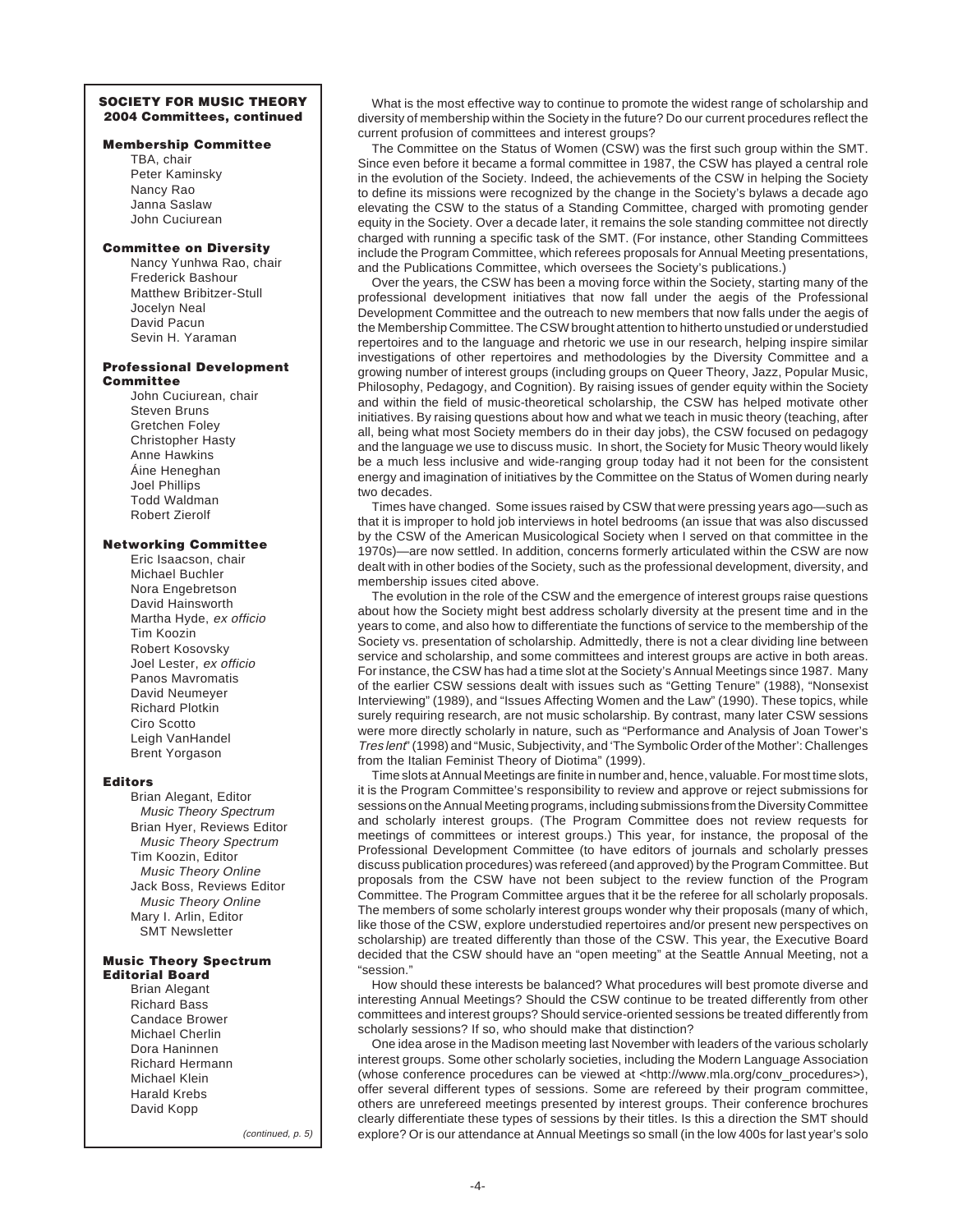**SOCIETY FOR MUSIC THEORY 2004 Committees, continued**

**Membership Committee**
TBA, chair
Peter Kaminsky
Nancy Rao
Janna Saslaw
John Cuciurean

**Committee on Diversity**
Nancy Yunhwa Rao, chair
Frederick Bashour
Matthew Bribitzer-Stull
Jocelyn Neal
David Pacun
Sevin H. Yaraman

**Professional Development Committee**
John Cuciurean, chair
Steven Bruns
Gretchen Foley
Christopher Hasty
Anne Hawkins
Áine Heneghan
Joel Phillips
Todd Waldman
Robert Zierolf

**Networking Committee**
Eric Isaacson, chair
Michael Buchler
Nora Engebretson
David Hainsworth
Martha Hyde, *ex officio*
Tim Koozin
Robert Kosovsky
Joel Lester, *ex officio*
Panos Mavromatis
David Neumeyer
Richard Plotkin
Ciro Scotto
Leigh VanHandel
Brent Yorgason

**Editors**
Brian Alegant, Editor
*Music Theory Spectrum*
Brian Hyer, Reviews Editor
*Music Theory Spectrum*
Tim Koozin, Editor
*Music Theory Online*
Jack Boss, Reviews Editor
*Music Theory Online*
Mary I. Arlin, Editor
SMT Newsletter

**Music Theory Spectrum Editorial Board**
Brian Alegant
Richard Bass
Candace Brower
Michael Cherlin
Dora Haninnen
Richard Hermann
Michael Klein
Harald Krebs
David Kopp

*(continued, p. 5)*

What is the most effective way to continue to promote the widest range of scholarship and diversity of membership within the Society in the future? Do our current procedures reflect the current profusion of committees and interest groups?

The Committee on the Status of Women (CSW) was the first such group within the SMT. Since even before it became a formal committee in 1987, the CSW has played a central role in the evolution of the Society. Indeed, the achievements of the CSW in helping the Society to define its missions were recognized by the change in the Society's bylaws a decade ago elevating the CSW to the status of a Standing Committee, charged with promoting gender equity in the Society. Over a decade later, it remains the sole standing committee not directly charged with running a specific task of the SMT. (For instance, other Standing Committees include the Program Committee, which referees proposals for Annual Meeting presentations, and the Publications Committee, which oversees the Society's publications.)

Over the years, the CSW has been a moving force within the Society, starting many of the professional development initiatives that now fall under the aegis of the Professional Development Committee and the outreach to new members that now falls under the aegis of the Membership Committee. The CSW brought attention to hitherto unstudied or understudied repertoires and to the language and rhetoric we use in our research, helping inspire similar investigations of other repertoires and methodologies by the Diversity Committee and a growing number of interest groups (including groups on Queer Theory, Jazz, Popular Music, Philosophy, Pedagogy, and Cognition). By raising issues of gender equity within the Society and within the field of music-theoretical scholarship, the CSW has helped motivate other initiatives. By raising questions about how and what we teach in music theory (teaching, after all, being what most Society members do in their day jobs), the CSW focused on pedagogy and the language we use to discuss music. In short, the Society for Music Theory would likely be a much less inclusive and wide-ranging group today had it not been for the consistent energy and imagination of initiatives by the Committee on the Status of Women during nearly two decades.

Times have changed. Some issues raised by CSW that were pressing years ago—such as that it is improper to hold job interviews in hotel bedrooms (an issue that was also discussed by the CSW of the American Musicological Society when I served on that committee in the 1970s)—are now settled. In addition, concerns formerly articulated within the CSW are now dealt with in other bodies of the Society, such as the professional development, diversity, and membership issues cited above.

The evolution in the role of the CSW and the emergence of interest groups raise questions about how the Society might best address scholarly diversity at the present time and in the years to come, and also how to differentiate the functions of service to the membership of the Society vs. presentation of scholarship. Admittedly, there is not a clear dividing line between service and scholarship, and some committees and interest groups are active in both areas. For instance, the CSW has had a time slot at the Society's Annual Meetings since 1987. Many of the earlier CSW sessions dealt with issues such as "Getting Tenure" (1988), "Nonsexist Interviewing" (1989), and "Issues Affecting Women and the Law" (1990). These topics, while surely requiring research, are not music scholarship. By contrast, many later CSW sessions were more directly scholarly in nature, such as "Performance and Analysis of Joan Tower's *Tres lent*" (1998) and "Music, Subjectivity, and 'The Symbolic Order of the Mother': Challenges from the Italian Feminist Theory of Diotima" (1999).

Time slots at Annual Meetings are finite in number and, hence, valuable. For most time slots, it is the Program Committee's responsibility to review and approve or reject submissions for sessions on the Annual Meeting programs, including submissions from the Diversity Committee and scholarly interest groups. (The Program Committee does not review requests for meetings of committees or interest groups.) This year, for instance, the proposal of the Professional Development Committee (to have editors of journals and scholarly presses discuss publication procedures) was refereed (and approved) by the Program Committee. But proposals from the CSW have not been subject to the review function of the Program Committee. The Program Committee argues that it be the referee for all scholarly proposals. The members of some scholarly interest groups wonder why their proposals (many of which, like those of the CSW, explore understudied repertoires and/or present new perspectives on scholarship) are treated differently than those of the CSW. This year, the Executive Board decided that the CSW should have an "open meeting" at the Seattle Annual Meeting, not a "session."

How should these interests be balanced? What procedures will best promote diverse and interesting Annual Meetings? Should the CSW continue to be treated differently from other committees and interest groups? Should service-oriented sessions be treated differently from scholarly sessions? If so, who should make that distinction?

One idea arose in the Madison meeting last November with leaders of the various scholarly interest groups. Some other scholarly societies, including the Modern Language Association (whose conference procedures can be viewed at <http://www.mla.org/conv_procedures>), offer several different types of sessions. Some are refereed by their program committee, others are unrefereed meetings presented by interest groups. Their conference brochures clearly differentiate these types of sessions by their titles. Is this a direction the SMT should explore? Or is our attendance at Annual Meetings so small (in the low 400s for last year's solo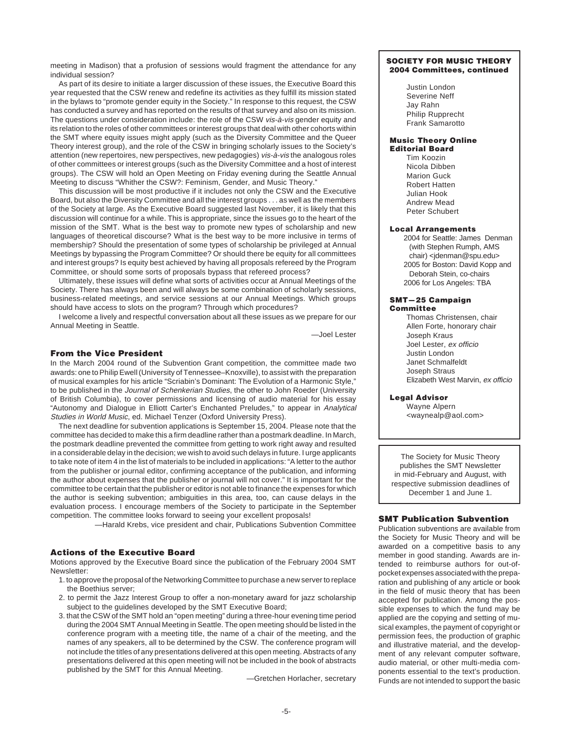meeting in Madison) that a profusion of sessions would fragment the attendance for any individual session?

As part of its desire to initiate a larger discussion of these issues, the Executive Board this year requested that the CSW renew and redefine its activities as they fulfill its mission stated in the bylaws to "promote gender equity in the Society." In response to this request, the CSW has conducted a survey and has reported on the results of that survey and also on its mission. The questions under consideration include: the role of the CSW *vis-à-vis* gender equity and its relation to the roles of other committees or interest groups that deal with other cohorts within the SMT where equity issues might apply (such as the Diversity Committee and the Queer Theory interest group), and the role of the CSW in bringing scholarly issues to the Society's attention (new repertoires, new perspectives, new pedagogies) *vis-à-vis* the analogous roles of other committees or interest groups (such as the Diversity Committee and a host of interest groups). The CSW will hold an Open Meeting on Friday evening during the Seattle Annual Meeting to discuss "Whither the CSW?: Feminism, Gender, and Music Theory."

This discussion will be most productive if it includes not only the CSW and the Executive Board, but also the Diversity Committee and all the interest groups . . . as well as the members of the Society at large. As the Executive Board suggested last November, it is likely that this discussion will continue for a while. This is appropriate, since the issues go to the heart of the mission of the SMT. What is the best way to promote new types of scholarship and new languages of theoretical discourse? What is the best way to be more inclusive in terms of membership? Should the presentation of some types of scholarship be privileged at Annual Meetings by bypassing the Program Committee? Or should there be equity for all committees and interest groups? Is equity best achieved by having all proposals refereed by the Program Committee, or should some sorts of proposals bypass that refereed process?

Ultimately, these issues will define what sorts of activities occur at Annual Meetings of the Society. There has always been and will always be some combination of scholarly sessions, business-related meetings, and service sessions at our Annual Meetings. Which groups should have access to slots on the program? Through which procedures?

I welcome a lively and respectful conversation about all these issues as we prepare for our Annual Meeting in Seattle.

—Joel Lester

### From the Vice President

In the March 2004 round of the Subvention Grant competition, the committee made two awards: one to Philip Ewell (University of Tennessee–Knoxville), to assist with the preparation of musical examples for his article "Scriabin's Dominant: The Evolution of a Harmonic Style," to be published in the *Journal of Schenkerian Studies*, the other to John Roeder (University of British Columbia), to cover permissions and licensing of audio material for his essay "Autonomy and Dialogue in Elliott Carter's Enchanted Preludes," to appear in *Analytical Studies in World Music*, ed. Michael Tenzer (Oxford University Press).

The next deadline for subvention applications is September 15, 2004. Please note that the committee has decided to make this a firm deadline rather than a postmark deadline. In March, the postmark deadline prevented the committee from getting to work right away and resulted in a considerable delay in the decision; we wish to avoid such delays in future. I urge applicants to take note of item 4 in the list of materials to be included in applications: "A letter to the author from the publisher or journal editor, confirming acceptance of the publication, and informing the author about expenses that the publisher or journal will not cover." It is important for the committee to be certain that the publisher or editor is not able to finance the expenses for which the author is seeking subvention; ambiguities in this area, too, can cause delays in the evaluation process. I encourage members of the Society to participate in the September competition. The committee looks forward to seeing your excellent proposals!

—Harald Krebs, vice president and chair, Publications Subvention Committee

### Actions of the Executive Board

Motions approved by the Executive Board since the publication of the February 2004 SMT Newsletter:

1. to approve the proposal of the Networking Committee to purchase a new server to replace the Boethius server;
2. to permit the Jazz Interest Group to offer a non-monetary award for jazz scholarship subject to the guidelines developed by the SMT Executive Board;
3. that the CSW of the SMT hold an "open meeting" during a three-hour evening time period during the 2004 SMT Annual Meeting in Seattle. The open meeting should be listed in the conference program with a meeting title, the name of a chair of the meeting, and the names of any speakers, all to be determined by the CSW. The conference program will not include the titles of any presentations delivered at this open meeting. Abstracts of any presentations delivered at this open meeting will not be included in the book of abstracts published by the SMT for this Annual Meeting.

—Gretchen Horlacher, secretary

**SOCIETY FOR MUSIC THEORY**
**2004 Committees, continued**

Justin London
Severine Neff
Jay Rahn
Philip Rupprecht
Frank Samarotto

**Music Theory Online Editorial Board**

Tim Koozin
Nicola Dibben
Marion Guck
Robert Hatten
Julian Hook
Andrew Mead
Peter Schubert

**Local Arrangements**

2004 for Seattle: James Denman (with Stephen Rumph, AMS chair) <jdenman@spu.edu>
2005 for Boston: David Kopp and Deborah Stein, co-chairs
2006 for Los Angeles: TBA

**SMT—25 Campaign Committee**

Thomas Christensen, chair
Allen Forte, honorary chair
Joseph Kraus
Joel Lester, *ex officio*
Justin London
Janet Schmalfeldt
Joseph Straus
Elizabeth West Marvin, *ex officio*

**Legal Advisor**

Wayne Alpern
<waynealp@aol.com>

The Society for Music Theory publishes the SMT Newsletter in mid-February and August, with respective submission deadlines of December 1 and June 1.

### SMT Publication Subvention

Publication subventions are available from the Society for Music Theory and will be awarded on a competitive basis to any member in good standing. Awards are intended to reimburse authors for out-of-pocket expenses associated with the preparation and publishing of any article or book in the field of music theory that has been accepted for publication. Among the possible expenses to which the fund may be applied are the copying and setting of musical examples, the payment of copyright or permission fees, the production of graphic and illustrative material, and the development of any relevant computer software, audio material, or other multi-media components essential to the text's production. Funds are not intended to support the basic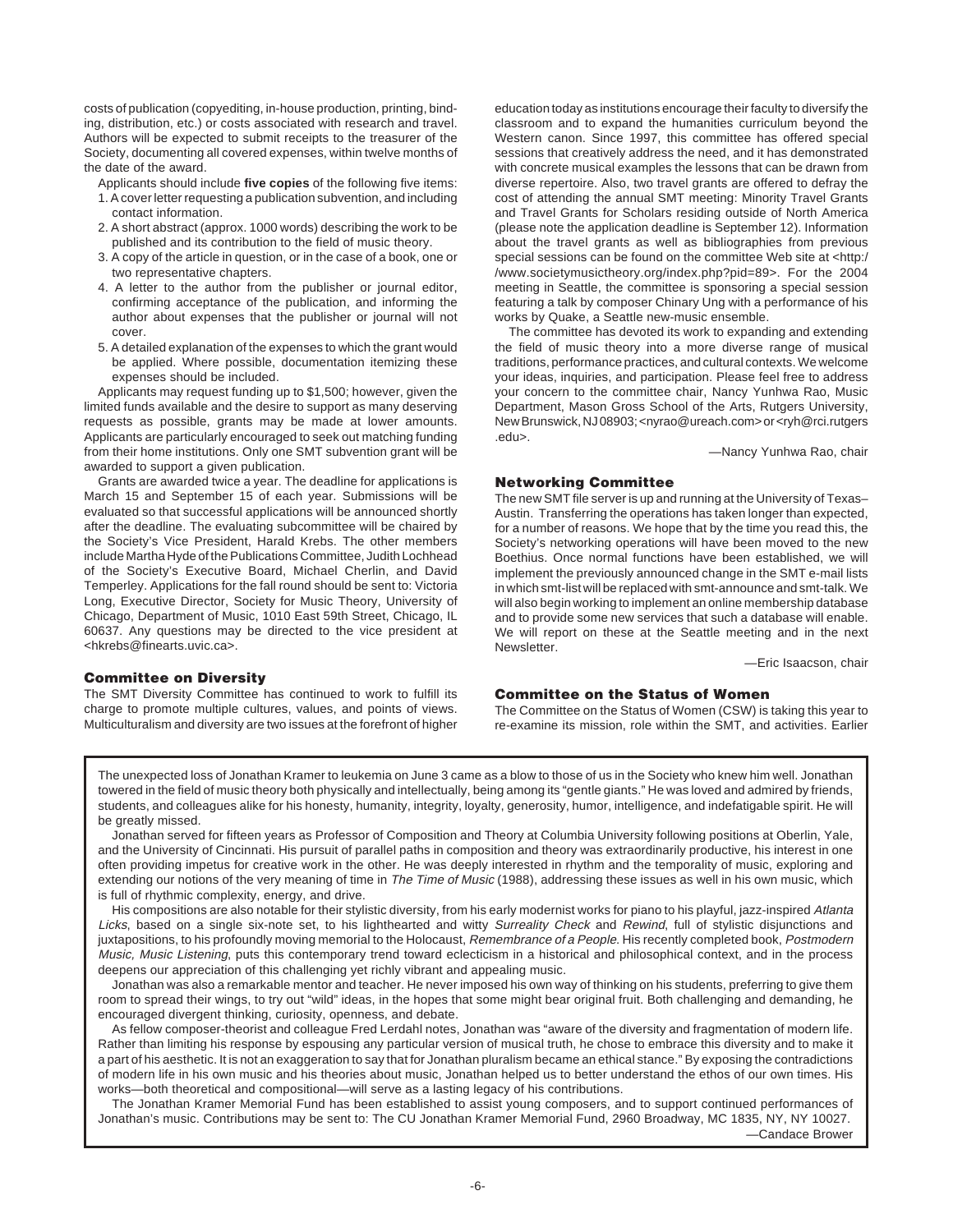costs of publication (copyediting, in-house production, printing, binding, distribution, etc.) or costs associated with research and travel. Authors will be expected to submit receipts to the treasurer of the Society, documenting all covered expenses, within twelve months of the date of the award.

Applicants should include **five copies** of the following five items:

1. A cover letter requesting a publication subvention, and including contact information.
2. A short abstract (approx. 1000 words) describing the work to be published and its contribution to the field of music theory.
3. A copy of the article in question, or in the case of a book, one or two representative chapters.
4. A letter to the author from the publisher or journal editor, confirming acceptance of the publication, and informing the author about expenses that the publisher or journal will not cover.
5. A detailed explanation of the expenses to which the grant would be applied. Where possible, documentation itemizing these expenses should be included.

Applicants may request funding up to $1,500; however, given the limited funds available and the desire to support as many deserving requests as possible, grants may be made at lower amounts. Applicants are particularly encouraged to seek out matching funding from their home institutions. Only one SMT subvention grant will be awarded to support a given publication.

Grants are awarded twice a year. The deadline for applications is March 15 and September 15 of each year. Submissions will be evaluated so that successful applications will be announced shortly after the deadline. The evaluating subcommittee will be chaired by the Society's Vice President, Harald Krebs. The other members include Martha Hyde of the Publications Committee, Judith Lochhead of the Society's Executive Board, Michael Cherlin, and David Temperley. Applications for the fall round should be sent to: Victoria Long, Executive Director, Society for Music Theory, University of Chicago, Department of Music, 1010 East 59th Street, Chicago, IL 60637. Any questions may be directed to the vice president at <hkrebs@finearts.uvic.ca>.

### Committee on Diversity

The SMT Diversity Committee has continued to work to fulfill its charge to promote multiple cultures, values, and points of views. Multiculturalism and diversity are two issues at the forefront of higher education today as institutions encourage their faculty to diversify the classroom and to expand the humanities curriculum beyond the Western canon. Since 1997, this committee has offered special sessions that creatively address the need, and it has demonstrated with concrete musical examples the lessons that can be drawn from diverse repertoire. Also, two travel grants are offered to defray the cost of attending the annual SMT meeting: Minority Travel Grants and Travel Grants for Scholars residing outside of North America (please note the application deadline is September 12). Information about the travel grants as well as bibliographies from previous special sessions can be found on the committee Web site at <http://www.societymusictheory.org/index.php?pid=89>. For the 2004 meeting in Seattle, the committee is sponsoring a special session featuring a talk by composer Chinary Ung with a performance of his works by Quake, a Seattle new-music ensemble.

The committee has devoted its work to expanding and extending the field of music theory into a more diverse range of musical traditions, performance practices, and cultural contexts. We welcome your ideas, inquiries, and participation. Please feel free to address your concern to the committee chair, Nancy Yunhwa Rao, Music Department, Mason Gross School of the Arts, Rutgers University, New Brunswick, NJ 08903; <nyrao@ureach.com> or <ryh@rci.rutgers.edu>.

—Nancy Yunhwa Rao, chair

### Networking Committee

The new SMT file server is up and running at the University of Texas–Austin. Transferring the operations has taken longer than expected, for a number of reasons. We hope that by the time you read this, the Society's networking operations will have been moved to the new Boethius. Once normal functions have been established, we will implement the previously announced change in the SMT e-mail lists in which smt-list will be replaced with smt-announce and smt-talk. We will also begin working to implement an online membership database and to provide some new services that such a database will enable. We will report on these at the Seattle meeting and in the next Newsletter.

—Eric Isaacson, chair

### Committee on the Status of Women

The Committee on the Status of Women (CSW) is taking this year to re-examine its mission, role within the SMT, and activities. Earlier

---

The unexpected loss of Jonathan Kramer to leukemia on June 3 came as a blow to those of us in the Society who knew him well. Jonathan towered in the field of music theory both physically and intellectually, being among its "gentle giants." He was loved and admired by friends, students, and colleagues alike for his honesty, humanity, integrity, loyalty, generosity, humor, intelligence, and indefatigable spirit. He will be greatly missed.

Jonathan served for fifteen years as Professor of Composition and Theory at Columbia University following positions at Oberlin, Yale, and the University of Cincinnati. His pursuit of parallel paths in composition and theory was extraordinarily productive, his interest in one often providing impetus for creative work in the other. He was deeply interested in rhythm and the temporality of music, exploring and extending our notions of the very meaning of time in *The Time of Music* (1988), addressing these issues as well in his own music, which is full of rhythmic complexity, energy, and drive.

His compositions are also notable for their stylistic diversity, from his early modernist works for piano to his playful, jazz-inspired *Atlanta Licks,* based on a single six-note set, to his lighthearted and witty *Surreality Check* and *Rewind*, full of stylistic disjunctions and juxtapositions, to his profoundly moving memorial to the Holocaust, *Remembrance of a People.* His recently completed book, *Postmodern Music, Music Listening*, puts this contemporary trend toward eclecticism in a historical and philosophical context, and in the process deepens our appreciation of this challenging yet richly vibrant and appealing music.

Jonathan was also a remarkable mentor and teacher. He never imposed his own way of thinking on his students, preferring to give them room to spread their wings, to try out "wild" ideas, in the hopes that some might bear original fruit. Both challenging and demanding, he encouraged divergent thinking, curiosity, openness, and debate.

As fellow composer-theorist and colleague Fred Lerdahl notes, Jonathan was "aware of the diversity and fragmentation of modern life. Rather than limiting his response by espousing any particular version of musical truth, he chose to embrace this diversity and to make it a part of his aesthetic. It is not an exaggeration to say that for Jonathan pluralism became an ethical stance." By exposing the contradictions of modern life in his own music and his theories about music, Jonathan helped us to better understand the ethos of our own times. His works—both theoretical and compositional—will serve as a lasting legacy of his contributions.

The Jonathan Kramer Memorial Fund has been established to assist young composers, and to support continued performances of Jonathan's music. Contributions may be sent to: The CU Jonathan Kramer Memorial Fund, 2960 Broadway, MC 1835, NY, NY 10027.

—Candace Brower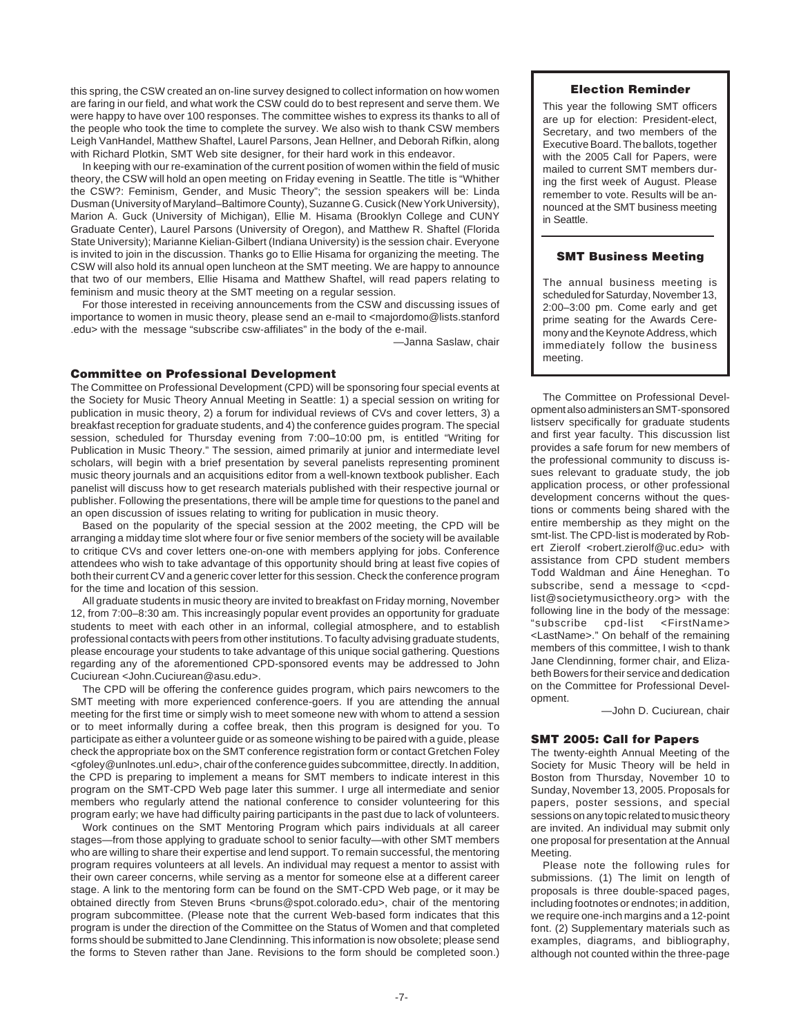this spring, the CSW created an on-line survey designed to collect information on how women are faring in our field, and what work the CSW could do to best represent and serve them. We were happy to have over 100 responses. The committee wishes to express its thanks to all of the people who took the time to complete the survey. We also wish to thank CSW members Leigh VanHandel, Matthew Shaftel, Laurel Parsons, Jean Hellner, and Deborah Rifkin, along with Richard Plotkin, SMT Web site designer, for their hard work in this endeavor.

In keeping with our re-examination of the current position of women within the field of music theory, the CSW will hold an open meeting on Friday evening in Seattle. The title is "Whither the CSW?: Feminism, Gender, and Music Theory"; the session speakers will be: Linda Dusman (University of Maryland–Baltimore County), Suzanne G. Cusick (New York University), Marion A. Guck (University of Michigan), Ellie M. Hisama (Brooklyn College and CUNY Graduate Center), Laurel Parsons (University of Oregon), and Matthew R. Shaftel (Florida State University); Marianne Kielian-Gilbert (Indiana University) is the session chair. Everyone is invited to join in the discussion. Thanks go to Ellie Hisama for organizing the meeting. The CSW will also hold its annual open luncheon at the SMT meeting. We are happy to announce that two of our members, Ellie Hisama and Matthew Shaftel, will read papers relating to feminism and music theory at the SMT meeting on a regular session.

For those interested in receiving announcements from the CSW and discussing issues of importance to women in music theory, please send an e-mail to <majordomo@lists.stanford.edu> with the message "subscribe csw-affiliates" in the body of the e-mail.

—Janna Saslaw, chair

### Committee on Professional Development

The Committee on Professional Development (CPD) will be sponsoring four special events at the Society for Music Theory Annual Meeting in Seattle: 1) a special session on writing for publication in music theory, 2) a forum for individual reviews of CVs and cover letters, 3) a breakfast reception for graduate students, and 4) the conference guides program. The special session, scheduled for Thursday evening from 7:00–10:00 pm, is entitled "Writing for Publication in Music Theory." The session, aimed primarily at junior and intermediate level scholars, will begin with a brief presentation by several panelists representing prominent music theory journals and an acquisitions editor from a well-known textbook publisher. Each panelist will discuss how to get research materials published with their respective journal or publisher. Following the presentations, there will be ample time for questions to the panel and an open discussion of issues relating to writing for publication in music theory.

Based on the popularity of the special session at the 2002 meeting, the CPD will be arranging a midday time slot where four or five senior members of the society will be available to critique CVs and cover letters one-on-one with members applying for jobs. Conference attendees who wish to take advantage of this opportunity should bring at least five copies of both their current CV and a generic cover letter for this session. Check the conference program for the time and location of this session.

All graduate students in music theory are invited to breakfast on Friday morning, November 12, from 7:00–8:30 am. This increasingly popular event provides an opportunity for graduate students to meet with each other in an informal, collegial atmosphere, and to establish professional contacts with peers from other institutions. To faculty advising graduate students, please encourage your students to take advantage of this unique social gathering. Questions regarding any of the aforementioned CPD-sponsored events may be addressed to John Cuciurean <John.Cuciurean@asu.edu>.

The CPD will be offering the conference guides program, which pairs newcomers to the SMT meeting with more experienced conference-goers. If you are attending the annual meeting for the first time or simply wish to meet someone new with whom to attend a session or to meet informally during a coffee break, then this program is designed for you. To participate as either a volunteer guide or as someone wishing to be paired with a guide, please check the appropriate box on the SMT conference registration form or contact Gretchen Foley <gfoley@unlnotes.unl.edu>, chair of the conference guides subcommittee, directly. In addition, the CPD is preparing to implement a means for SMT members to indicate interest in this program on the SMT-CPD Web page later this summer. I urge all intermediate and senior members who regularly attend the national conference to consider volunteering for this program early; we have had difficulty pairing participants in the past due to lack of volunteers.

Work continues on the SMT Mentoring Program which pairs individuals at all career stages—from those applying to graduate school to senior faculty—with other SMT members who are willing to share their expertise and lend support. To remain successful, the mentoring program requires volunteers at all levels. An individual may request a mentor to assist with their own career concerns, while serving as a mentor for someone else at a different career stage. A link to the mentoring form can be found on the SMT-CPD Web page, or it may be obtained directly from Steven Bruns <bruns@spot.colorado.edu>, chair of the mentoring program subcommittee. (Please note that the current Web-based form indicates that this program is under the direction of the Committee on the Status of Women and that completed forms should be submitted to Jane Clendinning. This information is now obsolete; please send the forms to Steven rather than Jane. Revisions to the form should be completed soon.)

The Committee on Professional Development also administers an SMT-sponsored listserv specifically for graduate students and first year faculty. This discussion list provides a safe forum for new members of the professional community to discuss issues relevant to graduate study, the job application process, or other professional development concerns without the questions or comments being shared with the entire membership as they might on the smt-list. The CPD-list is moderated by Robert Zierolf <robert.zierolf@uc.edu> with assistance from CPD student members Todd Waldman and Áine Heneghan. To subscribe, send a message to <cpd-list@societymusictheory.org> with the following line in the body of the message: "subscribe cpd-list <FirstName> <LastName>." On behalf of the remaining members of this committee, I wish to thank Jane Clendinning, former chair, and Elizabeth Bowers for their service and dedication on the Committee for Professional Development.

—John D. Cuciurean, chair

### Election Reminder

This year the following SMT officers are up for election: President-elect, Secretary, and two members of the Executive Board. The ballots, together with the 2005 Call for Papers, were mailed to current SMT members during the first week of August. Please remember to vote. Results will be announced at the SMT business meeting in Seattle.

### SMT Business Meeting

The annual business meeting is scheduled for Saturday, November 13, 2:00–3:00 pm. Come early and get prime seating for the Awards Ceremony and the Keynote Address, which immediately follow the business meeting.

### SMT 2005: Call for Papers

The twenty-eighth Annual Meeting of the Society for Music Theory will be held in Boston from Thursday, November 10 to Sunday, November 13, 2005. Proposals for papers, poster sessions, and special sessions on any topic related to music theory are invited. An individual may submit only one proposal for presentation at the Annual Meeting.

Please note the following rules for submissions. (1) The limit on length of proposals is three double-spaced pages, including footnotes or endnotes; in addition, we require one-inch margins and a 12-point font. (2) Supplementary materials such as examples, diagrams, and bibliography, although not counted within the three-page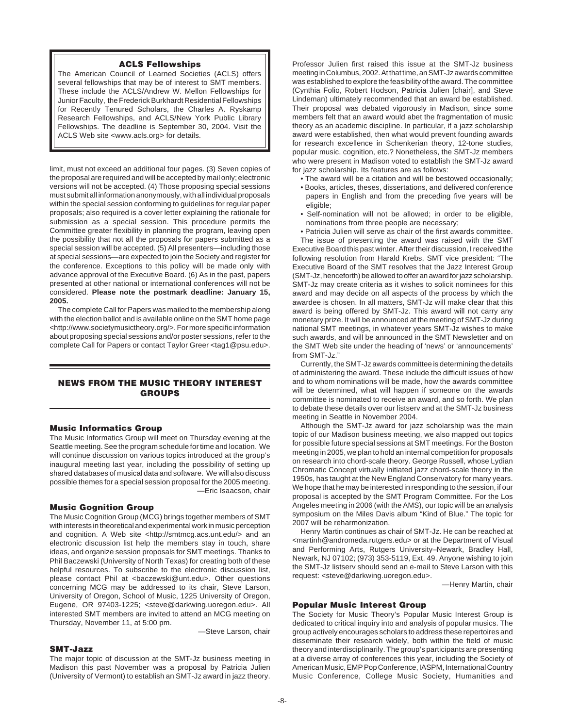### ACLS Fellowships

The American Council of Learned Societies (ACLS) offers several fellowships that may be of interest to SMT members. These include the ACLS/Andrew W. Mellon Fellowships for Junior Faculty, the Frederick Burkhardt Residential Fellowships for Recently Tenured Scholars, the Charles A. Ryskamp Research Fellowships, and ACLS/New York Public Library Fellowships. The deadline is September 30, 2004. Visit the ACLS Web site <www.acls.org> for details.

limit, must not exceed an additional four pages. (3) Seven copies of the proposal are required and will be accepted by mail only; electronic versions will not be accepted. (4) Those proposing special sessions must submit all information anonymously, with all individual proposals within the special session conforming to guidelines for regular paper proposals; also required is a cover letter explaining the rationale for submission as a special session. This procedure permits the Committee greater flexibility in planning the program, leaving open the possibility that not all the proposals for papers submitted as a special session will be accepted. (5) All presenters—including those at special sessions—are expected to join the Society and register for the conference. Exceptions to this policy will be made only with advance approval of the Executive Board. (6) As in the past, papers presented at other national or international conferences will not be considered. **Please note the postmark deadline: January 15, 2005.**

The complete Call for Papers was mailed to the membership along with the election ballot and is available online on the SMT home page <http://www.societymusictheory.org/>. For more specific information about proposing special sessions and/or poster sessions, refer to the complete Call for Papers or contact Taylor Greer <tag1@psu.edu>.

## NEWS FROM THE MUSIC THEORY INTEREST GROUPS

### Music Informatics Group

The Music Informatics Group will meet on Thursday evening at the Seattle meeting. See the program schedule for time and location. We will continue discussion on various topics introduced at the group's inaugural meeting last year, including the possibility of setting up shared databases of musical data and software. We will also discuss possible themes for a special session proposal for the 2005 meeting.

—Eric Isaacson, chair

### Music Gognition Group

The Music Cognition Group (MCG) brings together members of SMT with interests in theoretical and experimental work in music perception and cognition. A Web site <http://smtmcg.acs.unt.edu/> and an electronic discussion list help the members stay in touch, share ideas, and organize session proposals for SMT meetings. Thanks to Phil Baczewski (University of North Texas) for creating both of these helpful resources. To subscribe to the electronic discussion list, please contact Phil at <baczewski@unt.edu>. Other questions concerning MCG may be addressed to its chair, Steve Larson, University of Oregon, School of Music, 1225 University of Oregon, Eugene, OR 97403-1225; <steve@darkwing.uoregon.edu>. All interested SMT members are invited to attend an MCG meeting on Thursday, November 11, at 5:00 pm.

—Steve Larson, chair

### SMT-Jazz

The major topic of discussion at the SMT-Jz business meeting in Madison this past November was a proposal by Patricia Julien (University of Vermont) to establish an SMT-Jz award in jazz theory. Professor Julien first raised this issue at the SMT-Jz business meeting in Columbus, 2002. At that time, an SMT-Jz awards committee was established to explore the feasibility of the award. The committee (Cynthia Folio, Robert Hodson, Patricia Julien [chair], and Steve Lindeman) ultimately recommended that an award be established. Their proposal was debated vigorously in Madison, since some members felt that an award would abet the fragmentation of music theory as an academic discipline. In particular, if a jazz scholarship award were established, then what would prevent founding awards for research excellence in Schenkerian theory, 12-tone studies, popular music, cognition, etc.? Nonetheless, the SMT-Jz members who were present in Madison voted to establish the SMT-Jz award for jazz scholarship. Its features are as follows:

- The award will be a citation and will be bestowed occasionally;
- Books, articles, theses, dissertations, and delivered conference papers in English and from the preceding five years will be eligible;
- Self-nomination will not be allowed; in order to be eligible, nominations from three people are necessary;
- Patricia Julien will serve as chair of the first awards committee.

The issue of presenting the award was raised with the SMT Executive Board this past winter. After their discussion, I received the following resolution from Harald Krebs, SMT vice president: "The Executive Board of the SMT resolves that the Jazz Interest Group (SMT-Jz, henceforth) be allowed to offer an award for jazz scholarship. SMT-Jz may create criteria as it wishes to solicit nominees for this award and may decide on all aspects of the process by which the awardee is chosen. In all matters, SMT-Jz will make clear that this award is being offered by SMT-Jz. This award will not carry any monetary prize. It will be announced at the meeting of SMT-Jz during national SMT meetings, in whatever years SMT-Jz wishes to make such awards, and will be announced in the SMT Newsletter and on the SMT Web site under the heading of 'news' or 'announcements' from SMT-Jz."

Currently, the SMT-Jz awards committee is determining the details of administering the award. These include the difficult issues of how and to whom nominations will be made, how the awards committee will be determined, what will happen if someone on the awards committee is nominated to receive an award, and so forth. We plan to debate these details over our listserv and at the SMT-Jz business meeting in Seattle in November 2004.

Although the SMT-Jz award for jazz scholarship was the main topic of our Madison business meeting, we also mapped out topics for possible future special sessions at SMT meetings. For the Boston meeting in 2005, we plan to hold an internal competition for proposals on research into chord-scale theory. George Russell, whose Lydian Chromatic Concept virtually initiated jazz chord-scale theory in the 1950s, has taught at the New England Conservatory for many years. We hope that he may be interested in responding to the session, if our proposal is accepted by the SMT Program Committee. For the Los Angeles meeting in 2006 (with the AMS), our topic will be an analysis symposium on the Miles Davis album "Kind of Blue." The topic for 2007 will be reharmonization.

Henry Martin continues as chair of SMT-Jz. He can be reached at <martinh@andromeda.rutgers.edu> or at the Department of Visual and Performing Arts, Rutgers University–Newark, Bradley Hall, Newark, NJ 07102; (973) 353-5119, Ext. 49. Anyone wishing to join the SMT-Jz listserv should send an e-mail to Steve Larson with this request: <steve@darkwing.uoregon.edu>.

—Henry Martin, chair

### Popular Music Interest Group

The Society for Music Theory's Popular Music Interest Group is dedicated to critical inquiry into and analysis of popular musics. The group actively encourages scholars to address these repertoires and disseminate their research widely, both within the field of music theory and interdisciplinarily. The group's participants are presenting at a diverse array of conferences this year, including the Society of American Music, EMP Pop Conference, IASPM, International Country Music Conference, College Music Society, Humanities and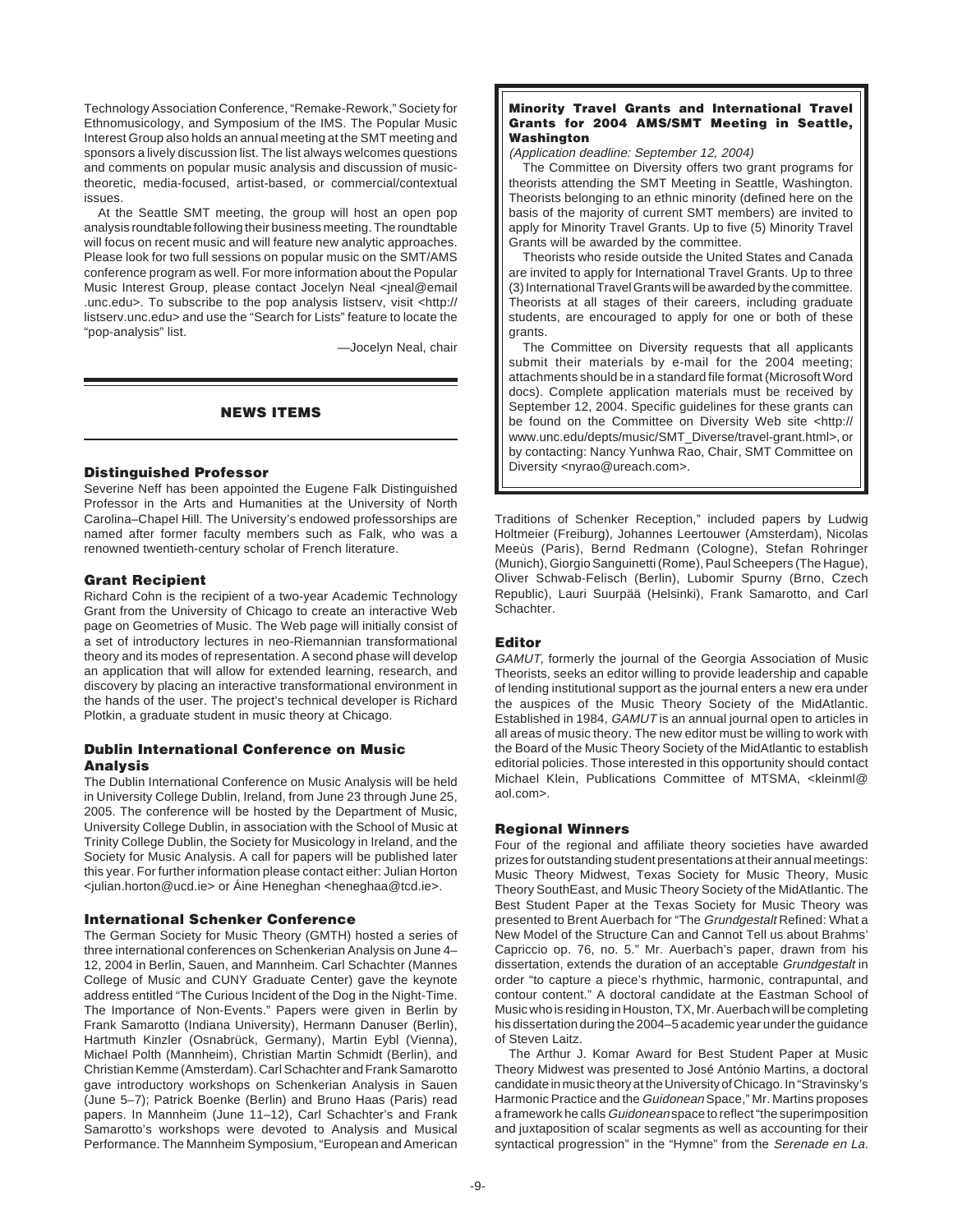Technology Association Conference, "Remake-Rework," Society for Ethnomusicology, and Symposium of the IMS. The Popular Music Interest Group also holds an annual meeting at the SMT meeting and sponsors a lively discussion list. The list always welcomes questions and comments on popular music analysis and discussion of music-theoretic, media-focused, artist-based, or commercial/contextual issues.

At the Seattle SMT meeting, the group will host an open pop analysis roundtable following their business meeting. The roundtable will focus on recent music and will feature new analytic approaches. Please look for two full sessions on popular music on the SMT/AMS conference program as well. For more information about the Popular Music Interest Group, please contact Jocelyn Neal <jneal@email.unc.edu>. To subscribe to the pop analysis listserv, visit <http://listserv.unc.edu> and use the "Search for Lists" feature to locate the "pop-analysis" list.

—Jocelyn Neal, chair

## NEWS ITEMS

### Distinguished Professor

Severine Neff has been appointed the Eugene Falk Distinguished Professor in the Arts and Humanities at the University of North Carolina–Chapel Hill. The University's endowed professorships are named after former faculty members such as Falk, who was a renowned twentieth-century scholar of French literature.

### Grant Recipient

Richard Cohn is the recipient of a two-year Academic Technology Grant from the University of Chicago to create an interactive Web page on Geometries of Music. The Web page will initially consist of a set of introductory lectures in neo-Riemannian transformational theory and its modes of representation. A second phase will develop an application that will allow for extended learning, research, and discovery by placing an interactive transformational environment in the hands of the user. The project's technical developer is Richard Plotkin, a graduate student in music theory at Chicago.

### Dublin International Conference on Music Analysis

The Dublin International Conference on Music Analysis will be held in University College Dublin, Ireland, from June 23 through June 25, 2005. The conference will be hosted by the Department of Music, University College Dublin, in association with the School of Music at Trinity College Dublin, the Society for Musicology in Ireland, and the Society for Music Analysis. A call for papers will be published later this year. For further information please contact either: Julian Horton <julian.horton@ucd.ie> or Áine Heneghan <heneghaa@tcd.ie>.

### International Schenker Conference

The German Society for Music Theory (GMTH) hosted a series of three international conferences on Schenkerian Analysis on June 4–12, 2004 in Berlin, Sauen, and Mannheim. Carl Schachter (Mannes College of Music and CUNY Graduate Center) gave the keynote address entitled "The Curious Incident of the Dog in the Night-Time. The Importance of Non-Events." Papers were given in Berlin by Frank Samarotto (Indiana University), Hermann Danuser (Berlin), Hartmuth Kinzler (Osnabrück, Germany), Martin Eybl (Vienna), Michael Polth (Mannheim), Christian Martin Schmidt (Berlin), and Christian Kemme (Amsterdam). Carl Schachter and Frank Samarotto gave introductory workshops on Schenkerian Analysis in Sauen (June 5–7); Patrick Boenke (Berlin) and Bruno Haas (Paris) read papers. In Mannheim (June 11–12), Carl Schachter's and Frank Samarotto's workshops were devoted to Analysis and Musical Performance. The Mannheim Symposium, "European and American Traditions of Schenker Reception," included papers by Ludwig Holtmeier (Freiburg), Johannes Leertouwer (Amsterdam), Nicolas Meeùs (Paris), Bernd Redmann (Cologne), Stefan Rohringer (Munich), Giorgio Sanguinetti (Rome), Paul Scheepers (The Hague), Oliver Schwab-Felisch (Berlin), Lubomir Spurny (Brno, Czech Republic), Lauri Suurpää (Helsinki), Frank Samarotto, and Carl Schachter.

### Minority Travel Grants and International Travel Grants for 2004 AMS/SMT Meeting in Seattle, Washington

*(Application deadline: September 12, 2004)*

The Committee on Diversity offers two grant programs for theorists attending the SMT Meeting in Seattle, Washington. Theorists belonging to an ethnic minority (defined here on the basis of the majority of current SMT members) are invited to apply for Minority Travel Grants. Up to five (5) Minority Travel Grants will be awarded by the committee.

Theorists who reside outside the United States and Canada are invited to apply for International Travel Grants. Up to three (3) International Travel Grants will be awarded by the committee. Theorists at all stages of their careers, including graduate students, are encouraged to apply for one or both of these grants.

The Committee on Diversity requests that all applicants submit their materials by e-mail for the 2004 meeting; attachments should be in a standard file format (Microsoft Word docs). Complete application materials must be received by September 12, 2004. Specific guidelines for these grants can be found on the Committee on Diversity Web site <http://www.unc.edu/depts/music/SMT_Diverse/travel-grant.html>, or by contacting: Nancy Yunhwa Rao, Chair, SMT Committee on Diversity <nyrao@ureach.com>.

### Editor

*GAMUT,* formerly the journal of the Georgia Association of Music Theorists, seeks an editor willing to provide leadership and capable of lending institutional support as the journal enters a new era under the auspices of the Music Theory Society of the MidAtlantic. Established in 1984, *GAMUT* is an annual journal open to articles in all areas of music theory. The new editor must be willing to work with the Board of the Music Theory Society of the MidAtlantic to establish editorial policies. Those interested in this opportunity should contact Michael Klein, Publications Committee of MTSMA, <kleinml@aol.com>.

### Regional Winners

Four of the regional and affiliate theory societies have awarded prizes for outstanding student presentations at their annual meetings: Music Theory Midwest, Texas Society for Music Theory, Music Theory SouthEast, and Music Theory Society of the MidAtlantic. The Best Student Paper at the Texas Society for Music Theory was presented to Brent Auerbach for "The *Grundgestalt* Refined: What a New Model of the Structure Can and Cannot Tell us about Brahms' Capriccio op. 76, no. 5." Mr. Auerbach's paper, drawn from his dissertation, extends the duration of an acceptable *Grundgestalt* in order "to capture a piece's rhythmic, harmonic, contrapuntal, and contour content." A doctoral candidate at the Eastman School of Music who is residing in Houston, TX, Mr. Auerbach will be completing his dissertation during the 2004–5 academic year under the guidance of Steven Laitz.

The Arthur J. Komar Award for Best Student Paper at Music Theory Midwest was presented to José António Martins, a doctoral candidate in music theory at the University of Chicago. In "Stravinsky's Harmonic Practice and the *Guidonean* Space," Mr. Martins proposes a framework he calls *Guidonean* space to reflect "the superimposition and juxtaposition of scalar segments as well as accounting for their syntactical progression" in the "Hymne" from the *Serenade en La.*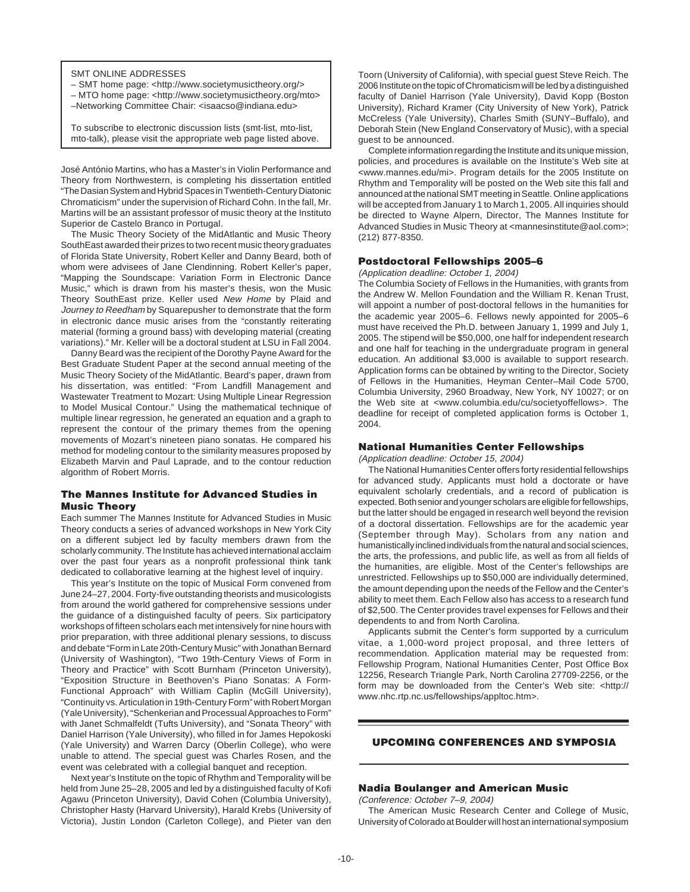SMT ONLINE ADDRESSES

– SMT home page: <http://www.societymusictheory.org/>
– MTO home page: <http://www.societymusictheory.org/mto>
–Networking Committee Chair: <isaacso@indiana.edu>

To subscribe to electronic discussion lists (smt-list, mto-list, mto-talk), please visit the appropriate web page listed above.

José António Martins, who has a Master's in Violin Performance and Theory from Northwestern, is completing his dissertation entitled "The Dasian System and Hybrid Spaces in Twentieth-Century Diatonic Chromaticism" under the supervision of Richard Cohn. In the fall, Mr. Martins will be an assistant professor of music theory at the Instituto Superior de Castelo Branco in Portugal.

The Music Theory Society of the MidAtlantic and Music Theory SouthEast awarded their prizes to two recent music theory graduates of Florida State University, Robert Keller and Danny Beard, both of whom were advisees of Jane Clendinning. Robert Keller's paper, "Mapping the Soundscape: Variation Form in Electronic Dance Music," which is drawn from his master's thesis, won the Music Theory SouthEast prize. Keller used *New Home* by Plaid and *Journey to Reedham* by Squarepusher to demonstrate that the form in electronic dance music arises from the "constantly reiterating material (forming a ground bass) with developing material (creating variations)." Mr. Keller will be a doctoral student at LSU in Fall 2004.

Danny Beard was the recipient of the Dorothy Payne Award for the Best Graduate Student Paper at the second annual meeting of the Music Theory Society of the MidAtlantic. Beard's paper, drawn from his dissertation, was entitled: "From Landfill Management and Wastewater Treatment to Mozart: Using Multiple Linear Regression to Model Musical Contour." Using the mathematical technique of multiple linear regression, he generated an equation and a graph to represent the contour of the primary themes from the opening movements of Mozart's nineteen piano sonatas. He compared his method for modeling contour to the similarity measures proposed by Elizabeth Marvin and Paul Laprade, and to the contour reduction algorithm of Robert Morris.

### The Mannes Institute for Advanced Studies in Music Theory

Each summer The Mannes Institute for Advanced Studies in Music Theory conducts a series of advanced workshops in New York City on a different subject led by faculty members drawn from the scholarly community. The Institute has achieved international acclaim over the past four years as a nonprofit professional think tank dedicated to collaborative learning at the highest level of inquiry.

This year's Institute on the topic of Musical Form convened from June 24–27, 2004. Forty-five outstanding theorists and musicologists from around the world gathered for comprehensive sessions under the guidance of a distinguished faculty of peers. Six participatory workshops of fifteen scholars each met intensively for nine hours with prior preparation, with three additional plenary sessions, to discuss and debate "Form in Late 20th-Century Music" with Jonathan Bernard (University of Washington), "Two 19th-Century Views of Form in Theory and Practice" with Scott Burnham (Princeton University), "Exposition Structure in Beethoven's Piano Sonatas: A Form-Functional Approach" with William Caplin (McGill University), "Continuity vs. Articulation in 19th-Century Form" with Robert Morgan (Yale University), "Schenkerian and Processual Approaches to Form" with Janet Schmalfeldt (Tufts University), and "Sonata Theory" with Daniel Harrison (Yale University), who filled in for James Hepokoski (Yale University) and Warren Darcy (Oberlin College), who were unable to attend. The special guest was Charles Rosen, and the event was celebrated with a collegial banquet and reception.

Next year's Institute on the topic of Rhythm and Temporality will be held from June 25–28, 2005 and led by a distinguished faculty of Kofi Agawu (Princeton University), David Cohen (Columbia University), Christopher Hasty (Harvard University), Harald Krebs (University of Victoria), Justin London (Carleton College), and Pieter van den Toorn (University of California), with special guest Steve Reich. The 2006 Institute on the topic of Chromaticism will be led by a distinguished faculty of Daniel Harrison (Yale University), David Kopp (Boston University), Richard Kramer (City University of New York), Patrick McCreless (Yale University), Charles Smith (SUNY–Buffalo), and Deborah Stein (New England Conservatory of Music), with a special guest to be announced.

Complete information regarding the Institute and its unique mission, policies, and procedures is available on the Institute's Web site at <www.mannes.edu/mi>. Program details for the 2005 Institute on Rhythm and Temporality will be posted on the Web site this fall and announced at the national SMT meeting in Seattle. Online applications will be accepted from January 1 to March 1, 2005. All inquiries should be directed to Wayne Alpern, Director, The Mannes Institute for Advanced Studies in Music Theory at <mannesinstitute@aol.com>; (212) 877-8350.

### Postdoctoral Fellowships 2005–6

*(Application deadline: October 1, 2004)*

The Columbia Society of Fellows in the Humanities, with grants from the Andrew W. Mellon Foundation and the William R. Kenan Trust, will appoint a number of post-doctoral fellows in the humanities for the academic year 2005–6. Fellows newly appointed for 2005–6 must have received the Ph.D. between January 1, 1999 and July 1, 2005. The stipend will be $50,000, one half for independent research and one half for teaching in the undergraduate program in general education. An additional $3,000 is available to support research. Application forms can be obtained by writing to the Director, Society of Fellows in the Humanities, Heyman Center–Mail Code 5700, Columbia University, 2960 Broadway, New York, NY 10027; or on the Web site at <www.columbia.edu/cu/societyoffellows>. The deadline for receipt of completed application forms is October 1, 2004.

### National Humanities Center Fellowships

*(Application deadline: October 15, 2004)*

The National Humanities Center offers forty residential fellowships for advanced study. Applicants must hold a doctorate or have equivalent scholarly credentials, and a record of publication is expected. Both senior and younger scholars are eligible for fellowships, but the latter should be engaged in research well beyond the revision of a doctoral dissertation. Fellowships are for the academic year (September through May). Scholars from any nation and humanistically inclined individuals from the natural and social sciences, the arts, the professions, and public life, as well as from all fields of the humanities, are eligible. Most of the Center's fellowships are unrestricted. Fellowships up to $50,000 are individually determined, the amount depending upon the needs of the Fellow and the Center's ability to meet them. Each Fellow also has access to a research fund of $2,500. The Center provides travel expenses for Fellows and their dependents to and from North Carolina.

Applicants submit the Center's form supported by a curriculum vitae, a 1,000-word project proposal, and three letters of recommendation. Application material may be requested from: Fellowship Program, National Humanities Center, Post Office Box 12256, Research Triangle Park, North Carolina 27709-2256, or the form may be downloaded from the Center's Web site: <http://www.nhc.rtp.nc.us/fellowships/appltoc.htm>.

## UPCOMING CONFERENCES AND SYMPOSIA

### Nadia Boulanger and American Music

*(Conference: October 7–9, 2004)*

The American Music Research Center and College of Music, University of Colorado at Boulder will host an international symposium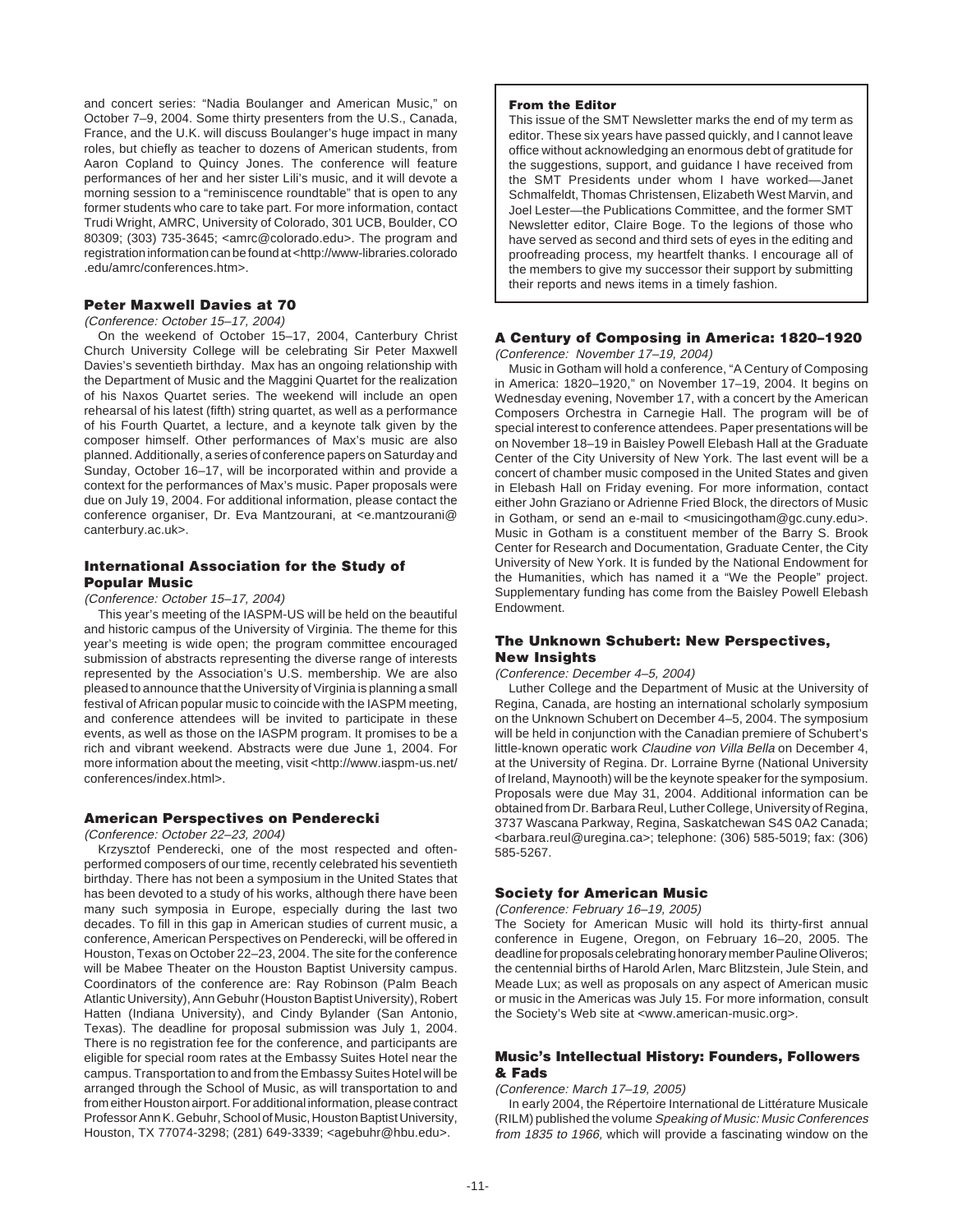and concert series: "Nadia Boulanger and American Music," on October 7–9, 2004. Some thirty presenters from the U.S., Canada, France, and the U.K. will discuss Boulanger's huge impact in many roles, but chiefly as teacher to dozens of American students, from Aaron Copland to Quincy Jones. The conference will feature performances of her and her sister Lili's music, and it will devote a morning session to a "reminiscence roundtable" that is open to any former students who care to take part. For more information, contact Trudi Wright, AMRC, University of Colorado, 301 UCB, Boulder, CO 80309; (303) 735-3645; <amrc@colorado.edu>. The program and registration information can be found at <http://www-libraries.colorado.edu/amrc/conferences.htm>.

### Peter Maxwell Davies at 70

*(Conference: October 15–17, 2004)*

On the weekend of October 15–17, 2004, Canterbury Christ Church University College will be celebrating Sir Peter Maxwell Davies's seventieth birthday. Max has an ongoing relationship with the Department of Music and the Maggini Quartet for the realization of his Naxos Quartet series. The weekend will include an open rehearsal of his latest (fifth) string quartet, as well as a performance of his Fourth Quartet, a lecture, and a keynote talk given by the composer himself. Other performances of Max's music are also planned. Additionally, a series of conference papers on Saturday and Sunday, October 16–17, will be incorporated within and provide a context for the performances of Max's music. Paper proposals were due on July 19, 2004. For additional information, please contact the conference organiser, Dr. Eva Mantzourani, at <e.mantzourani@canterbury.ac.uk>.

### International Association for the Study of Popular Music

*(Conference: October 15–17, 2004)*

This year's meeting of the IASPM-US will be held on the beautiful and historic campus of the University of Virginia. The theme for this year's meeting is wide open; the program committee encouraged submission of abstracts representing the diverse range of interests represented by the Association's U.S. membership. We are also pleased to announce that the University of Virginia is planning a small festival of African popular music to coincide with the IASPM meeting, and conference attendees will be invited to participate in these events, as well as those on the IASPM program. It promises to be a rich and vibrant weekend. Abstracts were due June 1, 2004. For more information about the meeting, visit <http://www.iaspm-us.net/conferences/index.html>.

### American Perspectives on Penderecki

*(Conference: October 22–23, 2004)*

Krzysztof Penderecki, one of the most respected and often-performed composers of our time, recently celebrated his seventieth birthday. There has not been a symposium in the United States that has been devoted to a study of his works, although there have been many such symposia in Europe, especially during the last two decades. To fill in this gap in American studies of current music, a conference, American Perspectives on Penderecki, will be offered in Houston, Texas on October 22–23, 2004. The site for the conference will be Mabee Theater on the Houston Baptist University campus. Coordinators of the conference are: Ray Robinson (Palm Beach Atlantic University), Ann Gebuhr (Houston Baptist University), Robert Hatten (Indiana University), and Cindy Bylander (San Antonio, Texas). The deadline for proposal submission was July 1, 2004. There is no registration fee for the conference, and participants are eligible for special room rates at the Embassy Suites Hotel near the campus. Transportation to and from the Embassy Suites Hotel will be arranged through the School of Music, as will transportation to and from either Houston airport. For additional information, please contract Professor Ann K. Gebuhr, School of Music, Houston Baptist University, Houston, TX 77074-3298; (281) 649-3339; <agebuhr@hbu.edu>.

**From the Editor**

This issue of the SMT Newsletter marks the end of my term as editor. These six years have passed quickly, and I cannot leave office without acknowledging an enormous debt of gratitude for the suggestions, support, and guidance I have received from the SMT Presidents under whom I have worked—Janet Schmalfeldt, Thomas Christensen, Elizabeth West Marvin, and Joel Lester—the Publications Committee, and the former SMT Newsletter editor, Claire Boge. To the legions of those who have served as second and third sets of eyes in the editing and proofreading process, my heartfelt thanks. I encourage all of the members to give my successor their support by submitting their reports and news items in a timely fashion.

### A Century of Composing in America: 1820–1920

*(Conference: November 17–19, 2004)*

Music in Gotham will hold a conference, "A Century of Composing in America: 1820–1920," on November 17–19, 2004. It begins on Wednesday evening, November 17, with a concert by the American Composers Orchestra in Carnegie Hall. The program will be of special interest to conference attendees. Paper presentations will be on November 18–19 in Baisley Powell Elebash Hall at the Graduate Center of the City University of New York. The last event will be a concert of chamber music composed in the United States and given in Elebash Hall on Friday evening. For more information, contact either John Graziano or Adrienne Fried Block, the directors of Music in Gotham, or send an e-mail to <musicingotham@gc.cuny.edu>. Music in Gotham is a constituent member of the Barry S. Brook Center for Research and Documentation, Graduate Center, the City University of New York. It is funded by the National Endowment for the Humanities, which has named it a "We the People" project. Supplementary funding has come from the Baisley Powell Elebash Endowment.

### The Unknown Schubert: New Perspectives, New Insights

*(Conference: December 4–5, 2004)*

Luther College and the Department of Music at the University of Regina, Canada, are hosting an international scholarly symposium on the Unknown Schubert on December 4–5, 2004. The symposium will be held in conjunction with the Canadian premiere of Schubert's little-known operatic work *Claudine von Villa Bella* on December 4, at the University of Regina. Dr. Lorraine Byrne (National University of Ireland, Maynooth) will be the keynote speaker for the symposium. Proposals were due May 31, 2004. Additional information can be obtained from Dr. Barbara Reul, Luther College, University of Regina, 3737 Wascana Parkway, Regina, Saskatchewan S4S 0A2 Canada; <barbara.reul@uregina.ca>; telephone: (306) 585-5019; fax: (306) 585-5267.

### Society for American Music

*(Conference: February 16–19, 2005)*

The Society for American Music will hold its thirty-first annual conference in Eugene, Oregon, on February 16–20, 2005. The deadline for proposals celebrating honorary member Pauline Oliveros; the centennial births of Harold Arlen, Marc Blitzstein, Jule Stein, and Meade Lux; as well as proposals on any aspect of American music or music in the Americas was July 15. For more information, consult the Society's Web site at <www.american-music.org>.

### Music's Intellectual History: Founders, Followers & Fads

*(Conference: March 17–19, 2005)*

In early 2004, the Répertoire International de Littérature Musicale (RILM) published the volume *Speaking of Music: Music Conferences from 1835 to 1966,* which will provide a fascinating window on the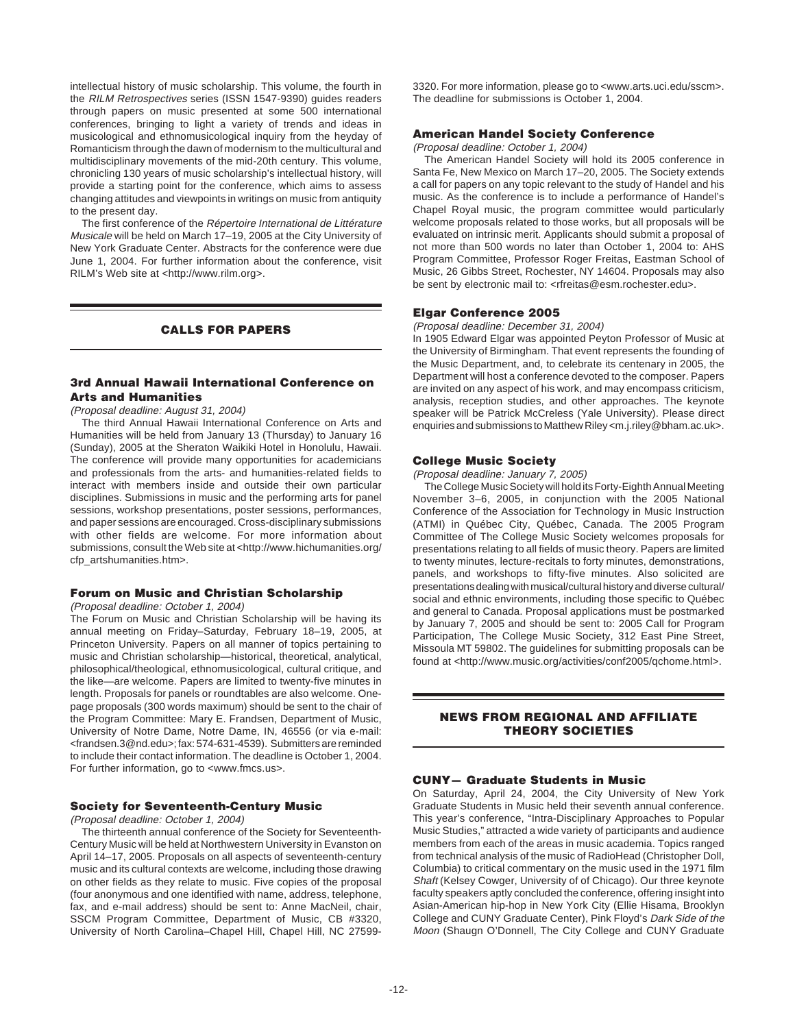intellectual history of music scholarship. This volume, the fourth in the *RILM Retrospectives* series (ISSN 1547-9390) guides readers through papers on music presented at some 500 international conferences, bringing to light a variety of trends and ideas in musicological and ethnomusicological inquiry from the heyday of Romanticism through the dawn of modernism to the multicultural and multidisciplinary movements of the mid-20th century. This volume, chronicling 130 years of music scholarship's intellectual history, will provide a starting point for the conference, which aims to assess changing attitudes and viewpoints in writings on music from antiquity to the present day.

The first conference of the *Répertoire International de Littérature Musicale* will be held on March 17–19, 2005 at the City University of New York Graduate Center. Abstracts for the conference were due June 1, 2004. For further information about the conference, visit RILM's Web site at <http://www.rilm.org>.

## CALLS FOR PAPERS

### 3rd Annual Hawaii International Conference on Arts and Humanities

*(Proposal deadline: August 31, 2004)*

The third Annual Hawaii International Conference on Arts and Humanities will be held from January 13 (Thursday) to January 16 (Sunday), 2005 at the Sheraton Waikiki Hotel in Honolulu, Hawaii. The conference will provide many opportunities for academicians and professionals from the arts- and humanities-related fields to interact with members inside and outside their own particular disciplines. Submissions in music and the performing arts for panel sessions, workshop presentations, poster sessions, performances, and paper sessions are encouraged. Cross-disciplinary submissions with other fields are welcome. For more information about submissions, consult the Web site at <http://www.hichumanities.org/cfp_artshumanities.htm>.

### Forum on Music and Christian Scholarship

*(Proposal deadline: October 1, 2004)*

The Forum on Music and Christian Scholarship will be having its annual meeting on Friday–Saturday, February 18–19, 2005, at Princeton University. Papers on all manner of topics pertaining to music and Christian scholarship—historical, theoretical, analytical, philosophical/theological, ethnomusicological, cultural critique, and the like—are welcome. Papers are limited to twenty-five minutes in length. Proposals for panels or roundtables are also welcome. One-page proposals (300 words maximum) should be sent to the chair of the Program Committee: Mary E. Frandsen, Department of Music, University of Notre Dame, Notre Dame, IN, 46556 (or via e-mail: <frandsen.3@nd.edu>; fax: 574-631-4539). Submitters are reminded to include their contact information. The deadline is October 1, 2004. For further information, go to <www.fmcs.us>.

### Society for Seventeenth-Century Music

*(Proposal deadline: October 1, 2004)*

The thirteenth annual conference of the Society for Seventeenth-Century Music will be held at Northwestern University in Evanston on April 14–17, 2005. Proposals on all aspects of seventeenth-century music and its cultural contexts are welcome, including those drawing on other fields as they relate to music. Five copies of the proposal (four anonymous and one identified with name, address, telephone, fax, and e-mail address) should be sent to: Anne MacNeil, chair, SSCM Program Committee, Department of Music, CB #3320, University of North Carolina–Chapel Hill, Chapel Hill, NC 27599-3320. For more information, please go to <www.arts.uci.edu/sscm>. The deadline for submissions is October 1, 2004.

### American Handel Society Conference

*(Proposal deadline: October 1, 2004)*

The American Handel Society will hold its 2005 conference in Santa Fe, New Mexico on March 17–20, 2005. The Society extends a call for papers on any topic relevant to the study of Handel and his music. As the conference is to include a performance of Handel's Chapel Royal music, the program committee would particularly welcome proposals related to those works, but all proposals will be evaluated on intrinsic merit. Applicants should submit a proposal of not more than 500 words no later than October 1, 2004 to: AHS Program Committee, Professor Roger Freitas, Eastman School of Music, 26 Gibbs Street, Rochester, NY 14604. Proposals may also be sent by electronic mail to: <rfreitas@esm.rochester.edu>.

### Elgar Conference 2005

*(Proposal deadline: December 31, 2004)*

In 1905 Edward Elgar was appointed Peyton Professor of Music at the University of Birmingham. That event represents the founding of the Music Department, and, to celebrate its centenary in 2005, the Department will host a conference devoted to the composer. Papers are invited on any aspect of his work, and may encompass criticism, analysis, reception studies, and other approaches. The keynote speaker will be Patrick McCreless (Yale University). Please direct enquiries and submissions to Matthew Riley <m.j.riley@bham.ac.uk>.

### College Music Society

*(Proposal deadline: January 7, 2005)*

The College Music Society will hold its Forty-Eighth Annual Meeting November 3–6, 2005, in conjunction with the 2005 National Conference of the Association for Technology in Music Instruction (ATMI) in Québec City, Québec, Canada. The 2005 Program Committee of The College Music Society welcomes proposals for presentations relating to all fields of music theory. Papers are limited to twenty minutes, lecture-recitals to forty minutes, demonstrations, panels, and workshops to fifty-five minutes. Also solicited are presentations dealing with musical/cultural history and diverse cultural/social and ethnic environments, including those specific to Québec and general to Canada. Proposal applications must be postmarked by January 7, 2005 and should be sent to: 2005 Call for Program Participation, The College Music Society, 312 East Pine Street, Missoula MT 59802. The guidelines for submitting proposals can be found at <http://www.music.org/activities/conf2005/qchome.html>.

## NEWS FROM REGIONAL AND AFFILIATE THEORY SOCIETIES

### CUNY— Graduate Students in Music

On Saturday, April 24, 2004, the City University of New York Graduate Students in Music held their seventh annual conference. This year's conference, "Intra-Disciplinary Approaches to Popular Music Studies," attracted a wide variety of participants and audience members from each of the areas in music academia. Topics ranged from technical analysis of the music of RadioHead (Christopher Doll, Columbia) to critical commentary on the music used in the 1971 film *Shaft* (Kelsey Cowger, University of of Chicago). Our three keynote faculty speakers aptly concluded the conference, offering insight into Asian-American hip-hop in New York City (Ellie Hisama, Brooklyn College and CUNY Graduate Center), Pink Floyd's *Dark Side of the Moon* (Shaugn O'Donnell, The City College and CUNY Graduate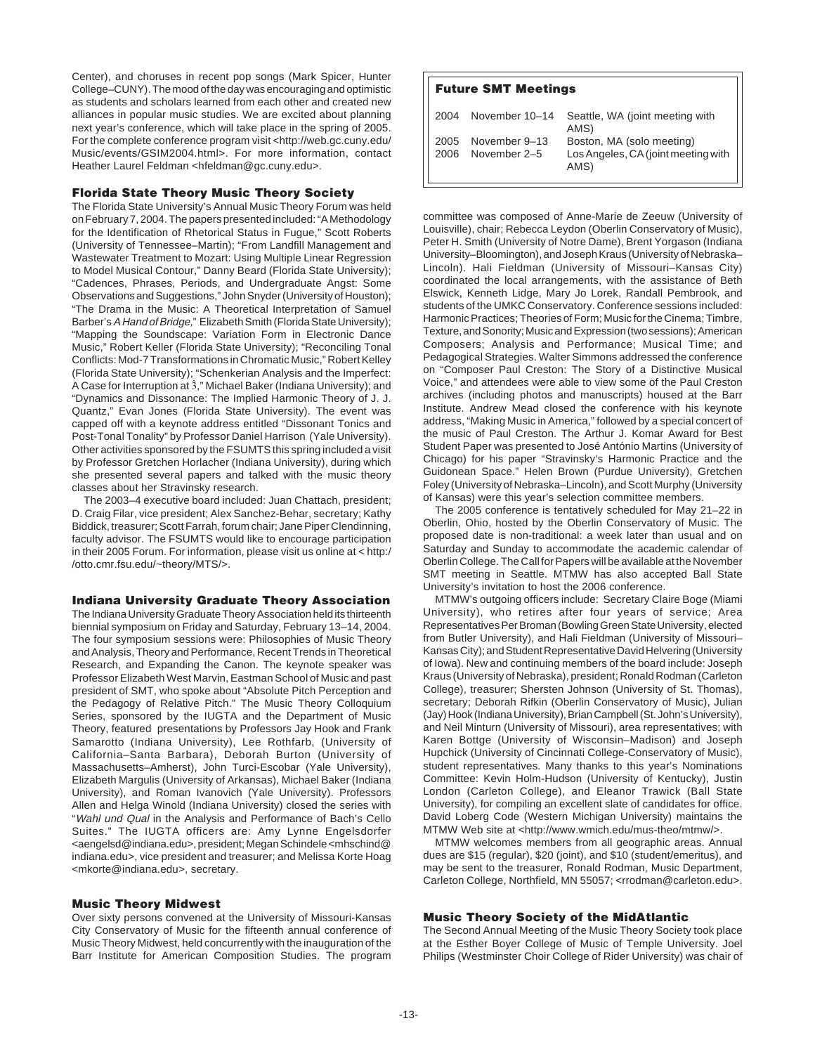Center), and choruses in recent pop songs (Mark Spicer, Hunter College–CUNY). The mood of the day was encouraging and optimistic as students and scholars learned from each other and created new alliances in popular music studies. We are excited about planning next year's conference, which will take place in the spring of 2005. For the complete conference program visit <http://web.gc.cuny.edu/Music/events/GSIM2004.html>. For more information, contact Heather Laurel Feldman <hfeldman@gc.cuny.edu>.

### Florida State Theory Music Theory Society

The Florida State University's Annual Music Theory Forum was held on February 7, 2004. The papers presented included: "A Methodology for the Identification of Rhetorical Status in Fugue," Scott Roberts (University of Tennessee–Martin); "From Landfill Management and Wastewater Treatment to Mozart: Using Multiple Linear Regression to Model Musical Contour," Danny Beard (Florida State University); "Cadences, Phrases, Periods, and Undergraduate Angst: Some Observations and Suggestions," John Snyder (University of Houston); "The Drama in the Music: A Theoretical Interpretation of Samuel Barber's *A Hand of Bridge,*" Elizabeth Smith (Florida State University); "Mapping the Soundscape: Variation Form in Electronic Dance Music," Robert Keller (Florida State University); "Reconciling Tonal Conflicts: Mod-7 Transformations in Chromatic Music," Robert Kelley (Florida State University); "Schenkerian Analysis and the Imperfect: A Case for Interruption at $\hat{3}$," Michael Baker (Indiana University); and "Dynamics and Dissonance: The Implied Harmonic Theory of J. J. Quantz," Evan Jones (Florida State University). The event was capped off with a keynote address entitled "Dissonant Tonics and Post-Tonal Tonality" by Professor Daniel Harrison (Yale University). Other activities sponsored by the FSUMTS this spring included a visit by Professor Gretchen Horlacher (Indiana University), during which she presented several papers and talked with the music theory classes about her Stravinsky research.

The 2003–4 executive board included: Juan Chattach, president; D. Craig Filar, vice president; Alex Sanchez-Behar, secretary; Kathy Biddick, treasurer; Scott Farrah, forum chair; Jane Piper Clendinning, faculty advisor. The FSUMTS would like to encourage participation in their 2005 Forum. For information, please visit us online at < http://otto.cmr.fsu.edu/~theory/MTS/>.

### Indiana University Graduate Theory Association

The Indiana University Graduate Theory Association held its thirteenth biennial symposium on Friday and Saturday, February 13–14, 2004. The four symposium sessions were: Philosophies of Music Theory and Analysis, Theory and Performance, Recent Trends in Theoretical Research, and Expanding the Canon. The keynote speaker was Professor Elizabeth West Marvin, Eastman School of Music and past president of SMT, who spoke about "Absolute Pitch Perception and the Pedagogy of Relative Pitch." The Music Theory Colloquium Series, sponsored by the IUGTA and the Department of Music Theory, featured presentations by Professors Jay Hook and Frank Samarotto (Indiana University), Lee Rothfarb, (University of California–Santa Barbara), Deborah Burton (University of Massachusetts–Amherst), John Turci-Escobar (Yale University), Elizabeth Margulis (University of Arkansas), Michael Baker (Indiana University), and Roman Ivanovich (Yale University). Professors Allen and Helga Winold (Indiana University) closed the series with "*Wahl und Qual* in the Analysis and Performance of Bach's Cello Suites." The IUGTA officers are: Amy Lynne Engelsdorfer <aengelsd@indiana.edu>, president; Megan Schindele <mhschind@indiana.edu>, vice president and treasurer; and Melissa Korte Hoag <mkorte@indiana.edu>, secretary.

### Music Theory Midwest

Over sixty persons convened at the University of Missouri-Kansas City Conservatory of Music for the fifteenth annual conference of Music Theory Midwest, held concurrently with the inauguration of the Barr Institute for American Composition Studies. The program committee was composed of Anne-Marie de Zeeuw (University of Louisville), chair; Rebecca Leydon (Oberlin Conservatory of Music), Peter H. Smith (University of Notre Dame), Brent Yorgason (Indiana University–Bloomington), and Joseph Kraus (University of Nebraska–Lincoln). Hali Fieldman (University of Missouri–Kansas City) coordinated the local arrangements, with the assistance of Beth Elswick, Kenneth Lidge, Mary Jo Lorek, Randall Pembrook, and students of the UMKC Conservatory. Conference sessions included: Harmonic Practices; Theories of Form; Music for the Cinema; Timbre, Texture, and Sonority; Music and Expression (two sessions); American Composers; Analysis and Performance; Musical Time; and Pedagogical Strategies. Walter Simmons addressed the conference on "Composer Paul Creston: The Story of a Distinctive Musical Voice," and attendees were able to view some of the Paul Creston archives (including photos and manuscripts) housed at the Barr Institute. Andrew Mead closed the conference with his keynote address, "Making Music in America," followed by a special concert of the music of Paul Creston. The Arthur J. Komar Award for Best Student Paper was presented to José António Martins (University of Chicago) for his paper "Stravinsky's Harmonic Practice and the Guidonean Space." Helen Brown (Purdue University), Gretchen Foley (University of Nebraska–Lincoln), and Scott Murphy (University of Kansas) were this year's selection committee members.

The 2005 conference is tentatively scheduled for May 21–22 in Oberlin, Ohio, hosted by the Oberlin Conservatory of Music. The proposed date is non-traditional: a week later than usual and on Saturday and Sunday to accommodate the academic calendar of Oberlin College. The Call for Papers will be available at the November SMT meeting in Seattle. MTMW has also accepted Ball State University's invitation to host the 2006 conference.

MTMW's outgoing officers include: Secretary Claire Boge (Miami University), who retires after four years of service; Area Representatives Per Broman (Bowling Green State University, elected from Butler University), and Hali Fieldman (University of Missouri–Kansas City); and Student Representative David Helvering (University of Iowa). New and continuing members of the board include: Joseph Kraus (University of Nebraska), president; Ronald Rodman (Carleton College), treasurer; Shersten Johnson (University of St. Thomas), secretary; Deborah Rifkin (Oberlin Conservatory of Music), Julian (Jay) Hook (Indiana University), Brian Campbell (St. John's University), and Neil Minturn (University of Missouri), area representatives; with Karen Bottge (University of Wisconsin–Madison) and Joseph Hupchick (University of Cincinnati College-Conservatory of Music), student representatives. Many thanks to this year's Nominations Committee: Kevin Holm-Hudson (University of Kentucky), Justin London (Carleton College), and Eleanor Trawick (Ball State University), for compiling an excellent slate of candidates for office. David Loberg Code (Western Michigan University) maintains the MTMW Web site at <http://www.wmich.edu/mus-theo/mtmw/>.

MTMW welcomes members from all geographic areas. Annual dues are $15 (regular), $20 (joint), and $10 (student/emeritus), and may be sent to the treasurer, Ronald Rodman, Music Department, Carleton College, Northfield, MN 55057; <rrodman@carleton.edu>.

### Music Theory Society of the MidAtlantic

The Second Annual Meeting of the Music Theory Society took place at the Esther Boyer College of Music of Temple University. Joel Philips (Westminster Choir College of Rider University) was chair of

**Future SMT Meetings**

| | | |
|---|---|---|
| 2004 | November 10–14 | Seattle, WA (joint meeting with AMS) |
| 2005 | November 9–13 | Boston, MA (solo meeting) |
| 2006 | November 2–5 | Los Angeles, CA (joint meeting with AMS) |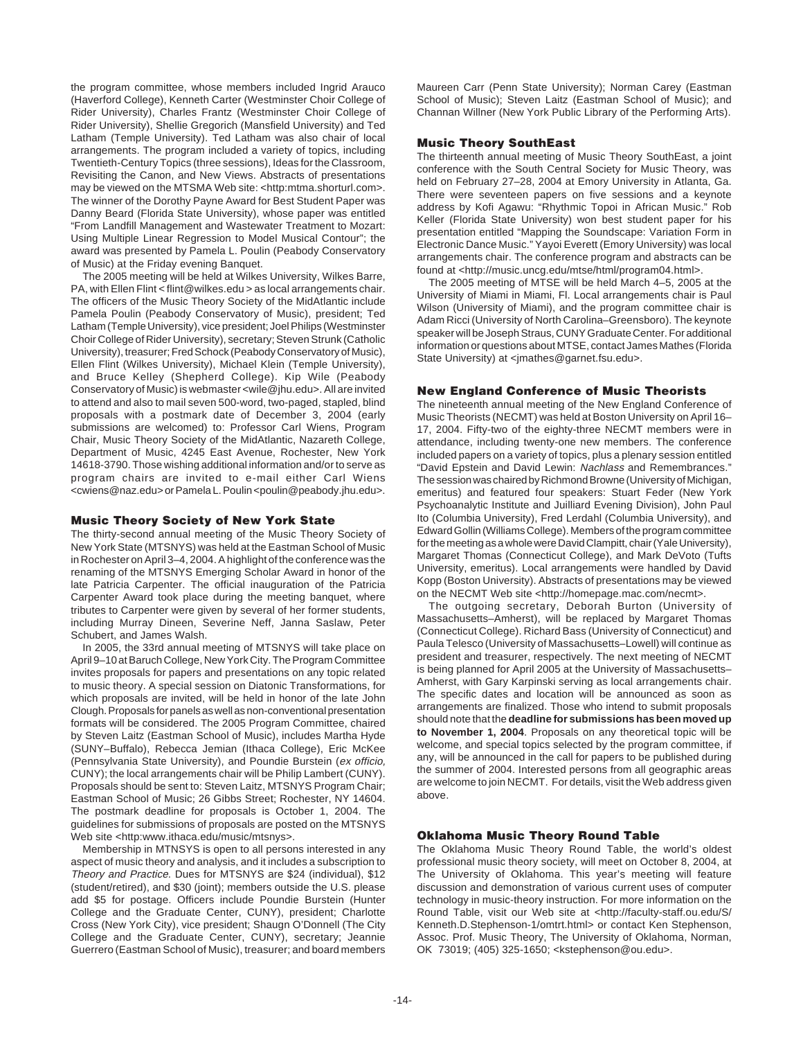the program committee, whose members included Ingrid Arauco (Haverford College), Kenneth Carter (Westminster Choir College of Rider University), Charles Frantz (Westminster Choir College of Rider University), Shellie Gregorich (Mansfield University) and Ted Latham (Temple University). Ted Latham was also chair of local arrangements. The program included a variety of topics, including Twentieth-Century Topics (three sessions), Ideas for the Classroom, Revisiting the Canon, and New Views. Abstracts of presentations may be viewed on the MTSMA Web site: <http:mtma.shorturl.com>. The winner of the Dorothy Payne Award for Best Student Paper was Danny Beard (Florida State University), whose paper was entitled "From Landfill Management and Wastewater Treatment to Mozart: Using Multiple Linear Regression to Model Musical Contour"; the award was presented by Pamela L. Poulin (Peabody Conservatory of Music) at the Friday evening Banquet.

The 2005 meeting will be held at Wilkes University, Wilkes Barre, PA, with Ellen Flint < flint@wilkes.edu > as local arrangements chair. The officers of the Music Theory Society of the MidAtlantic include Pamela Poulin (Peabody Conservatory of Music), president; Ted Latham (Temple University), vice president; Joel Philips (Westminster Choir College of Rider University), secretary; Steven Strunk (Catholic University), treasurer; Fred Schock (Peabody Conservatory of Music), Ellen Flint (Wilkes University), Michael Klein (Temple University), and Bruce Kelley (Shepherd College). Kip Wile (Peabody Conservatory of Music) is webmaster <wile@jhu.edu>. All are invited to attend and also to mail seven 500-word, two-paged, stapled, blind proposals with a postmark date of December 3, 2004 (early submissions are welcomed) to: Professor Carl Wiens, Program Chair, Music Theory Society of the MidAtlantic, Nazareth College, Department of Music, 4245 East Avenue, Rochester, New York 14618-3790. Those wishing additional information and/or to serve as program chairs are invited to e-mail either Carl Wiens <cwiens@naz.edu> or Pamela L. Poulin <poulin@peabody.jhu.edu>.

## Music Theory Society of New York State

The thirty-second annual meeting of the Music Theory Society of New York State (MTSNYS) was held at the Eastman School of Music in Rochester on April 3–4, 2004. A highlight of the conference was the renaming of the MTSNYS Emerging Scholar Award in honor of the late Patricia Carpenter. The official inauguration of the Patricia Carpenter Award took place during the meeting banquet, where tributes to Carpenter were given by several of her former students, including Murray Dineen, Severine Neff, Janna Saslaw, Peter Schubert, and James Walsh.

In 2005, the 33rd annual meeting of MTSNYS will take place on April 9–10 at Baruch College, New York City. The Program Committee invites proposals for papers and presentations on any topic related to music theory. A special session on Diatonic Transformations, for which proposals are invited, will be held in honor of the late John Clough. Proposals for panels as well as non-conventional presentation formats will be considered. The 2005 Program Committee, chaired by Steven Laitz (Eastman School of Music), includes Martha Hyde (SUNY–Buffalo), Rebecca Jemian (Ithaca College), Eric McKee (Pennsylvania State University), and Poundie Burstein (*ex officio,* CUNY); the local arrangements chair will be Philip Lambert (CUNY). Proposals should be sent to: Steven Laitz, MTSNYS Program Chair; Eastman School of Music; 26 Gibbs Street; Rochester, NY 14604. The postmark deadline for proposals is October 1, 2004. The guidelines for submissions of proposals are posted on the MTSNYS Web site <http:www.ithaca.edu/music/mtsnys>.

Membership in MTNSYS is open to all persons interested in any aspect of music theory and analysis, and it includes a subscription to *Theory and Practice*. Dues for MTSNYS are $24 (individual), $12 (student/retired), and $30 (joint); members outside the U.S. please add $5 for postage. Officers include Poundie Burstein (Hunter College and the Graduate Center, CUNY), president; Charlotte Cross (New York City), vice president; Shaugn O'Donnell (The City College and the Graduate Center, CUNY), secretary; Jeannie Guerrero (Eastman School of Music), treasurer; and board members Maureen Carr (Penn State University); Norman Carey (Eastman School of Music); Steven Laitz (Eastman School of Music); and Channan Willner (New York Public Library of the Performing Arts).

## Music Theory SouthEast

The thirteenth annual meeting of Music Theory SouthEast, a joint conference with the South Central Society for Music Theory, was held on February 27–28, 2004 at Emory University in Atlanta, Ga. There were seventeen papers on five sessions and a keynote address by Kofi Agawu: "Rhythmic Topoi in African Music." Rob Keller (Florida State University) won best student paper for his presentation entitled "Mapping the Soundscape: Variation Form in Electronic Dance Music." Yayoi Everett (Emory University) was local arrangements chair. The conference program and abstracts can be found at <http://music.uncg.edu/mtse/html/program04.html>.

The 2005 meeting of MTSE will be held March 4–5, 2005 at the University of Miami in Miami, Fl. Local arrangements chair is Paul Wilson (University of Miami), and the program committee chair is Adam Ricci (University of North Carolina–Greensboro). The keynote speaker will be Joseph Straus, CUNY Graduate Center. For additional information or questions about MTSE, contact James Mathes (Florida State University) at <jmathes@garnet.fsu.edu>.

## New England Conference of Music Theorists

The nineteenth annual meeting of the New England Conference of Music Theorists (NECMT) was held at Boston University on April 16–17, 2004. Fifty-two of the eighty-three NECMT members were in attendance, including twenty-one new members. The conference included papers on a variety of topics, plus a plenary session entitled "David Epstein and David Lewin: *Nachlass* and Remembrances." The session was chaired by Richmond Browne (University of Michigan, emeritus) and featured four speakers: Stuart Feder (New York Psychoanalytic Institute and Juilliard Evening Division), John Paul Ito (Columbia University), Fred Lerdahl (Columbia University), and Edward Gollin (Williams College). Members of the program committee for the meeting as a whole were David Clampitt, chair (Yale University), Margaret Thomas (Connecticut College), and Mark DeVoto (Tufts University, emeritus). Local arrangements were handled by David Kopp (Boston University). Abstracts of presentations may be viewed on the NECMT Web site <http://homepage.mac.com/necmt>.

The outgoing secretary, Deborah Burton (University of Massachusetts–Amherst), will be replaced by Margaret Thomas (Connecticut College). Richard Bass (University of Connecticut) and Paula Telesco (University of Massachusetts–Lowell) will continue as president and treasurer, respectively. The next meeting of NECMT is being planned for April 2005 at the University of Massachusetts–Amherst, with Gary Karpinski serving as local arrangements chair. The specific dates and location will be announced as soon as arrangements are finalized. Those who intend to submit proposals should note that the **deadline for submissions has been moved up to November 1, 2004**. Proposals on any theoretical topic will be welcome, and special topics selected by the program committee, if any, will be announced in the call for papers to be published during the summer of 2004. Interested persons from all geographic areas are welcome to join NECMT. For details, visit the Web address given above.

## Oklahoma Music Theory Round Table

The Oklahoma Music Theory Round Table, the world's oldest professional music theory society, will meet on October 8, 2004, at The University of Oklahoma. This year's meeting will feature discussion and demonstration of various current uses of computer technology in music-theory instruction. For more information on the Round Table, visit our Web site at <http://faculty-staff.ou.edu/S/Kenneth.D.Stephenson-1/omtrt.html> or contact Ken Stephenson, Assoc. Prof. Music Theory, The University of Oklahoma, Norman, OK 73019; (405) 325-1650; <kstephenson@ou.edu>.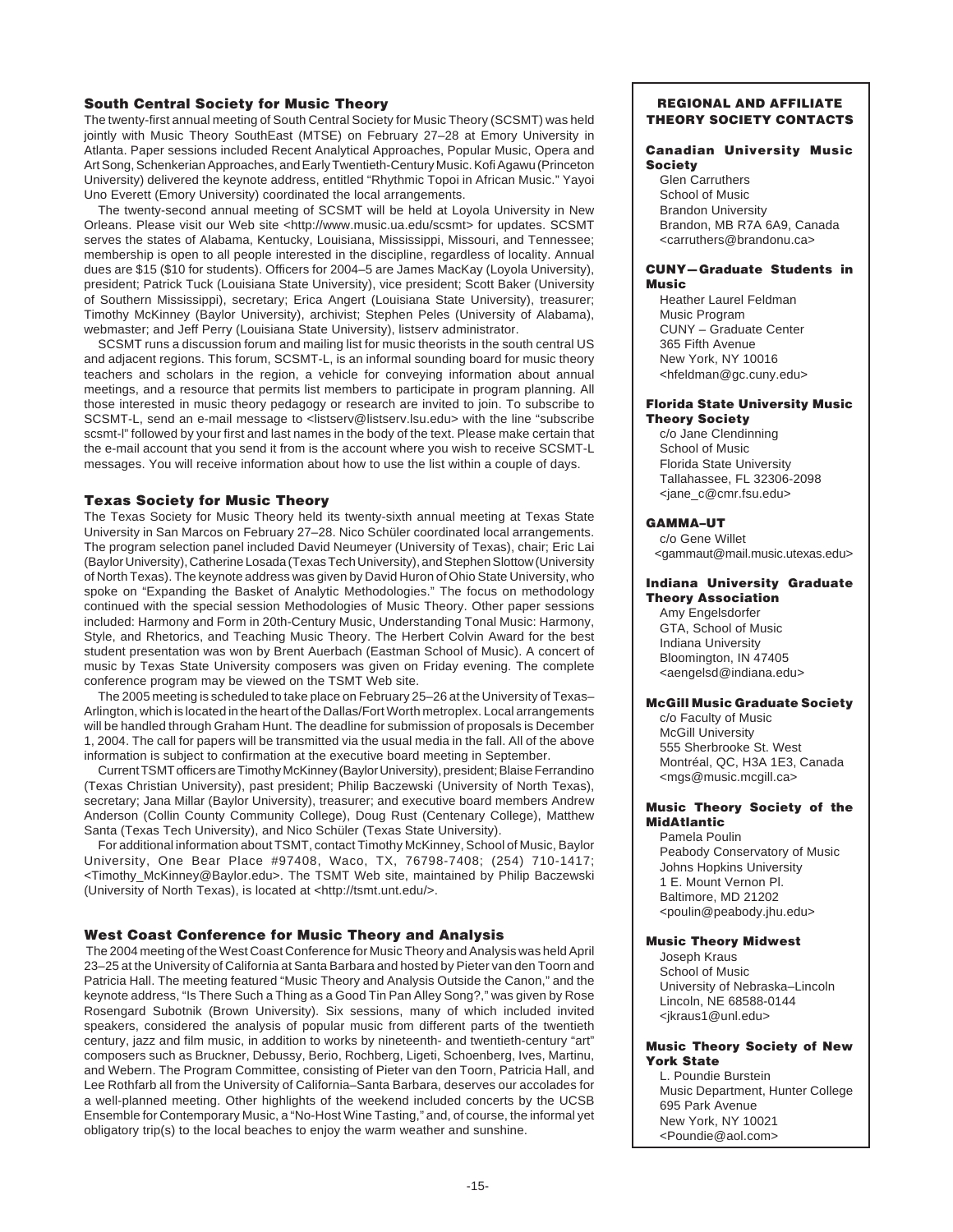## South Central Society for Music Theory

The twenty-first annual meeting of South Central Society for Music Theory (SCSMT) was held jointly with Music Theory SouthEast (MTSE) on February 27–28 at Emory University in Atlanta. Paper sessions included Recent Analytical Approaches, Popular Music, Opera and Art Song, Schenkerian Approaches, and Early Twentieth-Century Music. Kofi Agawu (Princeton University) delivered the keynote address, entitled "Rhythmic Topoi in African Music." Yayoi Uno Everett (Emory University) coordinated the local arrangements.

The twenty-second annual meeting of SCSMT will be held at Loyola University in New Orleans. Please visit our Web site <http://www.music.ua.edu/scsmt> for updates. SCSMT serves the states of Alabama, Kentucky, Louisiana, Mississippi, Missouri, and Tennessee; membership is open to all people interested in the discipline, regardless of locality. Annual dues are $15 ($10 for students). Officers for 2004–5 are James MacKay (Loyola University), president; Patrick Tuck (Louisiana State University), vice president; Scott Baker (University of Southern Mississippi), secretary; Erica Angert (Louisiana State University), treasurer; Timothy McKinney (Baylor University), archivist; Stephen Peles (University of Alabama), webmaster; and Jeff Perry (Louisiana State University), listserv administrator.

SCSMT runs a discussion forum and mailing list for music theorists in the south central US and adjacent regions. This forum, SCSMT-L, is an informal sounding board for music theory teachers and scholars in the region, a vehicle for conveying information about annual meetings, and a resource that permits list members to participate in program planning. All those interested in music theory pedagogy or research are invited to join. To subscribe to SCSMT-L, send an e-mail message to <listserv@listserv.lsu.edu> with the line "subscribe scsmt-l" followed by your first and last names in the body of the text. Please make certain that the e-mail account that you send it from is the account where you wish to receive SCSMT-L messages. You will receive information about how to use the list within a couple of days.

## Texas Society for Music Theory

The Texas Society for Music Theory held its twenty-sixth annual meeting at Texas State University in San Marcos on February 27–28. Nico Schüler coordinated local arrangements. The program selection panel included David Neumeyer (University of Texas), chair; Eric Lai (Baylor University), Catherine Losada (Texas Tech University), and Stephen Slottow (University of North Texas). The keynote address was given by David Huron of Ohio State University, who spoke on "Expanding the Basket of Analytic Methodologies." The focus on methodology continued with the special session Methodologies of Music Theory. Other paper sessions included: Harmony and Form in 20th-Century Music, Understanding Tonal Music: Harmony, Style, and Rhetorics, and Teaching Music Theory. The Herbert Colvin Award for the best student presentation was won by Brent Auerbach (Eastman School of Music). A concert of music by Texas State University composers was given on Friday evening. The complete conference program may be viewed on the TSMT Web site.

The 2005 meeting is scheduled to take place on February 25–26 at the University of Texas–Arlington, which is located in the heart of the Dallas/Fort Worth metroplex. Local arrangements will be handled through Graham Hunt. The deadline for submission of proposals is December 1, 2004. The call for papers will be transmitted via the usual media in the fall. All of the above information is subject to confirmation at the executive board meeting in September.

Current TSMT officers are Timothy McKinney (Baylor University), president; Blaise Ferrandino (Texas Christian University), past president; Philip Baczewski (University of North Texas), secretary; Jana Millar (Baylor University), treasurer; and executive board members Andrew Anderson (Collin County Community College), Doug Rust (Centenary College), Matthew Santa (Texas Tech University), and Nico Schüler (Texas State University).

For additional information about TSMT, contact Timothy McKinney, School of Music, Baylor University, One Bear Place #97408, Waco, TX, 76798-7408; (254) 710-1417; <Timothy_McKinney@Baylor.edu>. The TSMT Web site, maintained by Philip Baczewski (University of North Texas), is located at <http://tsmt.unt.edu/>.

## West Coast Conference for Music Theory and Analysis

The 2004 meeting of the West Coast Conference for Music Theory and Analysis was held April 23–25 at the University of California at Santa Barbara and hosted by Pieter van den Toorn and Patricia Hall. The meeting featured "Music Theory and Analysis Outside the Canon," and the keynote address, "Is There Such a Thing as a Good Tin Pan Alley Song?," was given by Rose Rosengard Subotnik (Brown University). Six sessions, many of which included invited speakers, considered the analysis of popular music from different parts of the twentieth century, jazz and film music, in addition to works by nineteenth- and twentieth-century "art" composers such as Bruckner, Debussy, Berio, Rochberg, Ligeti, Schoenberg, Ives, Martinu, and Webern. The Program Committee, consisting of Pieter van den Toorn, Patricia Hall, and Lee Rothfarb all from the University of California–Santa Barbara, deserves our accolades for a well-planned meeting. Other highlights of the weekend included concerts by the UCSB Ensemble for Contemporary Music, a "No-Host Wine Tasting," and, of course, the informal yet obligatory trip(s) to the local beaches to enjoy the warm weather and sunshine.

## REGIONAL AND AFFILIATE THEORY SOCIETY CONTACTS

**Canadian University Music Society**
Glen Carruthers
School of Music
Brandon University
Brandon, MB R7A 6A9, Canada
<carruthers@brandonu.ca>

**CUNY—Graduate Students in Music**
Heather Laurel Feldman
Music Program
CUNY – Graduate Center
365 Fifth Avenue
New York, NY 10016
<hfeldman@gc.cuny.edu>

**Florida State University Music Theory Society**
c/o Jane Clendinning
School of Music
Florida State University
Tallahassee, FL 32306-2098
<jane_c@cmr.fsu.edu>

**GAMMA–UT**
c/o Gene Willet
<gammaut@mail.music.utexas.edu>

**Indiana University Graduate Theory Association**
Amy Engelsdorfer
GTA, School of Music
Indiana University
Bloomington, IN 47405
<aengelsd@indiana.edu>

**McGill Music Graduate Society**
c/o Faculty of Music
McGill University
555 Sherbrooke St. West
Montréal, QC, H3A 1E3, Canada
<mgs@music.mcgill.ca>

**Music Theory Society of the MidAtlantic**
Pamela Poulin
Peabody Conservatory of Music
Johns Hopkins University
1 E. Mount Vernon Pl.
Baltimore, MD 21202
<poulin@peabody.jhu.edu>

**Music Theory Midwest**
Joseph Kraus
School of Music
University of Nebraska–Lincoln
Lincoln, NE 68588-0144
<jkraus1@unl.edu>

**Music Theory Society of New York State**
L. Poundie Burstein
Music Department, Hunter College
695 Park Avenue
New York, NY 10021
<Poundie@aol.com>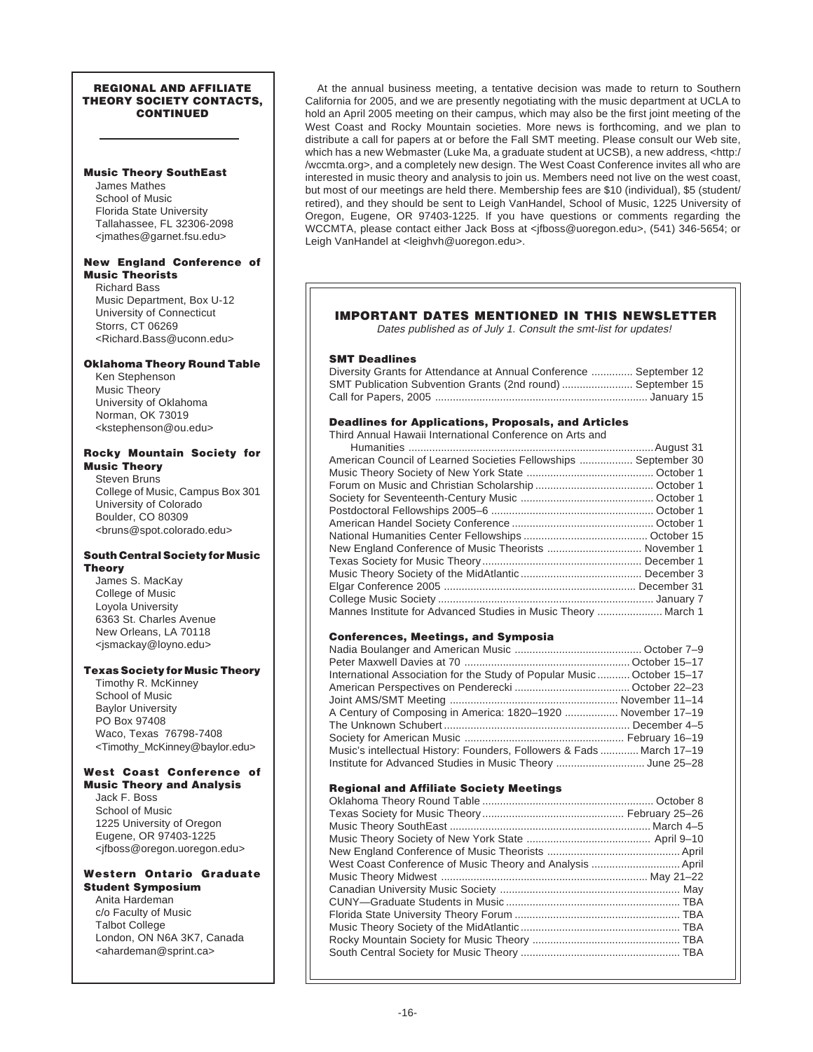### REGIONAL AND AFFILIATE THEORY SOCIETY CONTACTS, CONTINUED

**Music Theory SouthEast**
James Mathes
School of Music
Florida State University
Tallahassee, FL 32306-2098
<jmathes@garnet.fsu.edu>

**New England Conference of Music Theorists**
Richard Bass
Music Department, Box U-12
University of Connecticut
Storrs, CT 06269
<Richard.Bass@uconn.edu>

**Oklahoma Theory Round Table**
Ken Stephenson
Music Theory
University of Oklahoma
Norman, OK 73019
<kstephenson@ou.edu>

**Rocky Mountain Society for Music Theory**
Steven Bruns
College of Music, Campus Box 301
University of Colorado
Boulder, CO 80309
<bruns@spot.colorado.edu>

**South Central Society for Music Theory**
James S. MacKay
College of Music
Loyola University
6363 St. Charles Avenue
New Orleans, LA 70118
<jsmackay@loyno.edu>

**Texas Society for Music Theory**
Timothy R. McKinney
School of Music
Baylor University
PO Box 97408
Waco, Texas 76798-7408
<Timothy_McKinney@baylor.edu>

**West Coast Conference of Music Theory and Analysis**
Jack F. Boss
School of Music
1225 University of Oregon
Eugene, OR 97403-1225
<jfboss@oregon.uoregon.edu>

**Western Ontario Graduate Student Symposium**
Anita Hardeman
c/o Faculty of Music
Talbot College
London, ON N6A 3K7, Canada
<ahardeman@sprint.ca>

At the annual business meeting, a tentative decision was made to return to Southern California for 2005, and we are presently negotiating with the music department at UCLA to hold an April 2005 meeting on their campus, which may also be the first joint meeting of the West Coast and Rocky Mountain societies. More news is forthcoming, and we plan to distribute a call for papers at or before the Fall SMT meeting. Please consult our Web site, which has a new Webmaster (Luke Ma, a graduate student at UCSB), a new address, <http://wccmta.org>, and a completely new design. The West Coast Conference invites all who are interested in music theory and analysis to join us. Members need not live on the west coast, but most of our meetings are held there. Membership fees are $10 (individual), $5 (student/retired), and they should be sent to Leigh VanHandel, School of Music, 1225 University of Oregon, Eugene, OR 97403-1225. If you have questions or comments regarding the WCCMTA, please contact either Jack Boss at <jfboss@uoregon.edu>, (541) 346-5654; or Leigh VanHandel at <leighvh@uoregon.edu>.

## IMPORTANT DATES MENTIONED IN THIS NEWSLETTER

*Dates published as of July 1. Consult the smt-list for updates!*

### SMT Deadlines

| | |
|---|---|
| Diversity Grants for Attendance at Annual Conference | September 12 |
| SMT Publication Subvention Grants (2nd round) | September 15 |
| Call for Papers, 2005 | January 15 |

### Deadlines for Applications, Proposals, and Articles

| | |
|---|---|
| Third Annual Hawaii International Conference on Arts and Humanities | August 31 |
| American Council of Learned Societies Fellowships | September 30 |
| Music Theory Society of New York State | October 1 |
| Forum on Music and Christian Scholarship | October 1 |
| Society for Seventeenth-Century Music | October 1 |
| Postdoctoral Fellowships 2005–6 | October 1 |
| American Handel Society Conference | October 1 |
| National Humanities Center Fellowships | October 15 |
| New England Conference of Music Theorists | November 1 |
| Texas Society for Music Theory | December 1 |
| Music Theory Society of the MidAtlantic | December 3 |
| Elgar Conference 2005 | December 31 |
| College Music Society | January 7 |
| Mannes Institute for Advanced Studies in Music Theory | March 1 |

### Conferences, Meetings, and Symposia

| | |
|---|---|
| Nadia Boulanger and American Music | October 7–9 |
| Peter Maxwell Davies at 70 | October 15–17 |
| International Association for the Study of Popular Music | October 15–17 |
| American Perspectives on Penderecki | October 22–23 |
| Joint AMS/SMT Meeting | November 11–14 |
| A Century of Composing in America: 1820–1920 | November 17–19 |
| The Unknown Schubert | December 4–5 |
| Society for American Music | February 16–19 |
| Music's intellectual History: Founders, Followers & Fads | March 17–19 |
| Institute for Advanced Studies in Music Theory | June 25–28 |

### Regional and Affiliate Society Meetings

| | |
|---|---|
| Oklahoma Theory Round Table | October 8 |
| Texas Society for Music Theory | February 25–26 |
| Music Theory SouthEast | March 4–5 |
| Music Theory Society of New York State | April 9–10 |
| New England Conference of Music Theorists | April |
| West Coast Conference of Music Theory and Analysis | April |
| Music Theory Midwest | May 21–22 |
| Canadian University Music Society | May |
| CUNY—Graduate Students in Music | TBA |
| Florida State University Theory Forum | TBA |
| Music Theory Society of the MidAtlantic | TBA |
| Rocky Mountain Society for Music Theory | TBA |
| South Central Society for Music Theory | TBA |